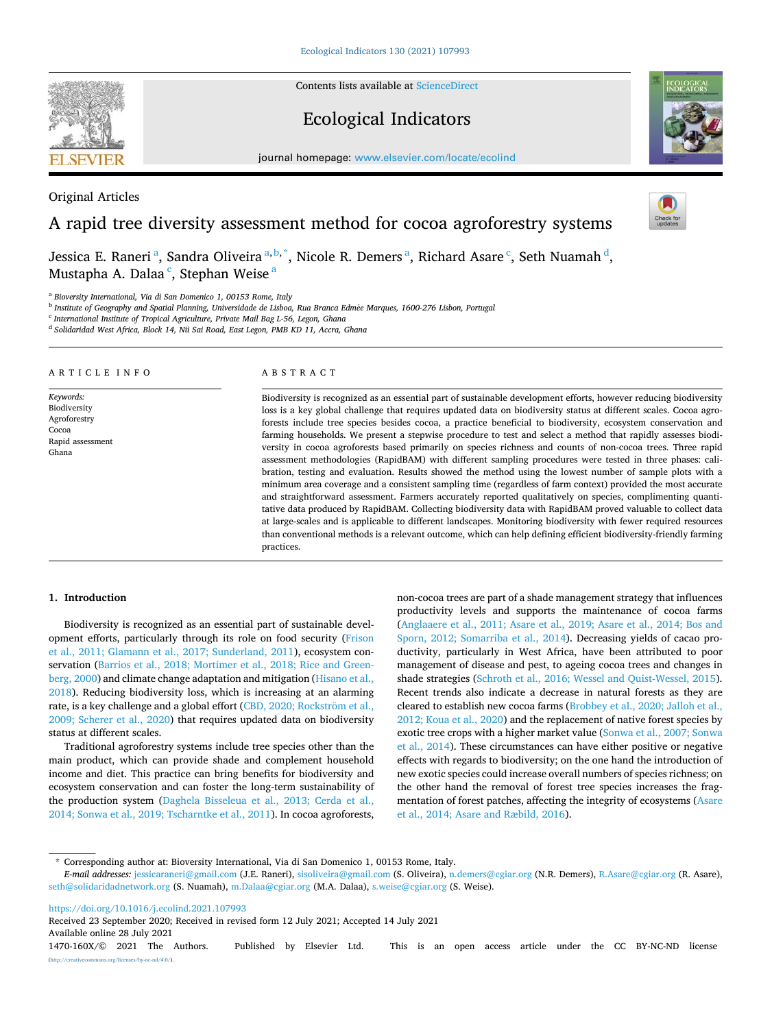Original Articles

# A rapid tree diversity assessment method for cocoa agroforestry systems

Jessica E. Raneri [a], Sandra Oliveira [a,b,*], Nicole R. Demers [a], Richard Asare [c], Seth Nuamah [d], Mustapha A. Dalaa [c], Stephan Weise [a]

[a] *Bioversity International, Via di San Domenico 1, 00153 Rome, Italy*
[b] *Institute of Geography and Spatial Planning, Universidade de Lisboa, Rua Branca Edmée Marques, 1600-276 Lisbon, Portugal*
[c] *International Institute of Tropical Agriculture, Private Mail Bag L-56, Legon, Ghana*
[d] *Solidaridad West Africa, Block 14, Nii Sai Road, East Legon, PMB KD 11, Accra, Ghana*

## ARTICLE INFO

*Keywords:*
Biodiversity
Agroforestry
Cocoa
Rapid assessment
Ghana

## ABSTRACT

Biodiversity is recognized as an essential part of sustainable development efforts, however reducing biodiversity loss is a key global challenge that requires updated data on biodiversity status at different scales. Cocoa agroforests include tree species besides cocoa, a practice beneficial to biodiversity, ecosystem conservation and farming households. We present a stepwise procedure to test and select a method that rapidly assesses biodiversity in cocoa agroforests based primarily on species richness and counts of non-cocoa trees. Three rapid assessment methodologies (RapidBAM) with different sampling procedures were tested in three phases: calibration, testing and evaluation. Results showed the method using the lowest number of sample plots with a minimum area coverage and a consistent sampling time (regardless of farm context) provided the most accurate and straightforward assessment. Farmers accurately reported qualitatively on species, complimenting quantitative data produced by RapidBAM. Collecting biodiversity data with RapidBAM proved valuable to collect data at large-scales and is applicable to different landscapes. Monitoring biodiversity with fewer required resources than conventional methods is a relevant outcome, which can help defining efficient biodiversity-friendly farming practices.

## 1. Introduction

Biodiversity is recognized as an essential part of sustainable development efforts, particularly through its role on food security (Frison et al., 2011; Glamann et al., 2017; Sunderland, 2011), ecosystem conservation (Barrios et al., 2018; Mortimer et al., 2018; Rice and Greenberg, 2000) and climate change adaptation and mitigation (Hisano et al., 2018). Reducing biodiversity loss, which is increasing at an alarming rate, is a key challenge and a global effort (CBD, 2020; Rockström et al., 2009; Scherer et al., 2020) that requires updated data on biodiversity status at different scales.

Traditional agroforestry systems include tree species other than the main product, which can provide shade and complement household income and diet. This practice can bring benefits for biodiversity and ecosystem conservation and can foster the long-term sustainability of the production system (Daghela Bisseleua et al., 2013; Cerda et al., 2014; Sonwa et al., 2019; Tscharntke et al., 2011). In cocoa agroforests, non-cocoa trees are part of a shade management strategy that influences productivity levels and supports the maintenance of cocoa farms (Anglaaere et al., 2011; Asare et al., 2019; Asare et al., 2014; Bos and Sporn, 2012; Somarriba et al., 2014). Decreasing yields of cacao productivity, particularly in West Africa, have been attributed to poor management of disease and pest, to ageing cocoa trees and changes in shade strategies (Schroth et al., 2016; Wessel and Quist-Wessel, 2015). Recent trends also indicate a decrease in natural forests as they are cleared to establish new cocoa farms (Brobbey et al., 2020; Jalloh et al., 2012; Koua et al., 2020) and the replacement of native forest species by exotic tree crops with a higher market value (Sonwa et al., 2007; Sonwa et al., 2014). These circumstances can have either positive or negative effects with regards to biodiversity; on the one hand the introduction of new exotic species could increase overall numbers of species richness; on the other hand the removal of forest tree species increases the fragmentation of forest patches, affecting the integrity of ecosystems (Asare et al., 2014; Asare and Ræbild, 2016).

---

\* Corresponding author at: Bioversity International, Via di San Domenico 1, 00153 Rome, Italy.
*E-mail addresses:* jessicaraneri@gmail.com (J.E. Raneri), sisoliveira@gmail.com (S. Oliveira), n.demers@cgiar.org (N.R. Demers), R.Asare@cgiar.org (R. Asare), seth@solidaridadnetwork.org (S. Nuamah), m.Dalaa@cgiar.org (M.A. Dalaa), s.weise@cgiar.org (S. Weise).

https://doi.org/10.1016/j.ecolind.2021.107993
Received 23 September 2020; Received in revised form 12 July 2021; Accepted 14 July 2021
Available online 28 July 2021
1470-160X/© 2021 The Authors. Published by Elsevier Ltd. This is an open access article under the CC BY-NC-ND license (http://creativecommons.org/licenses/by-nc-nd/4.0/).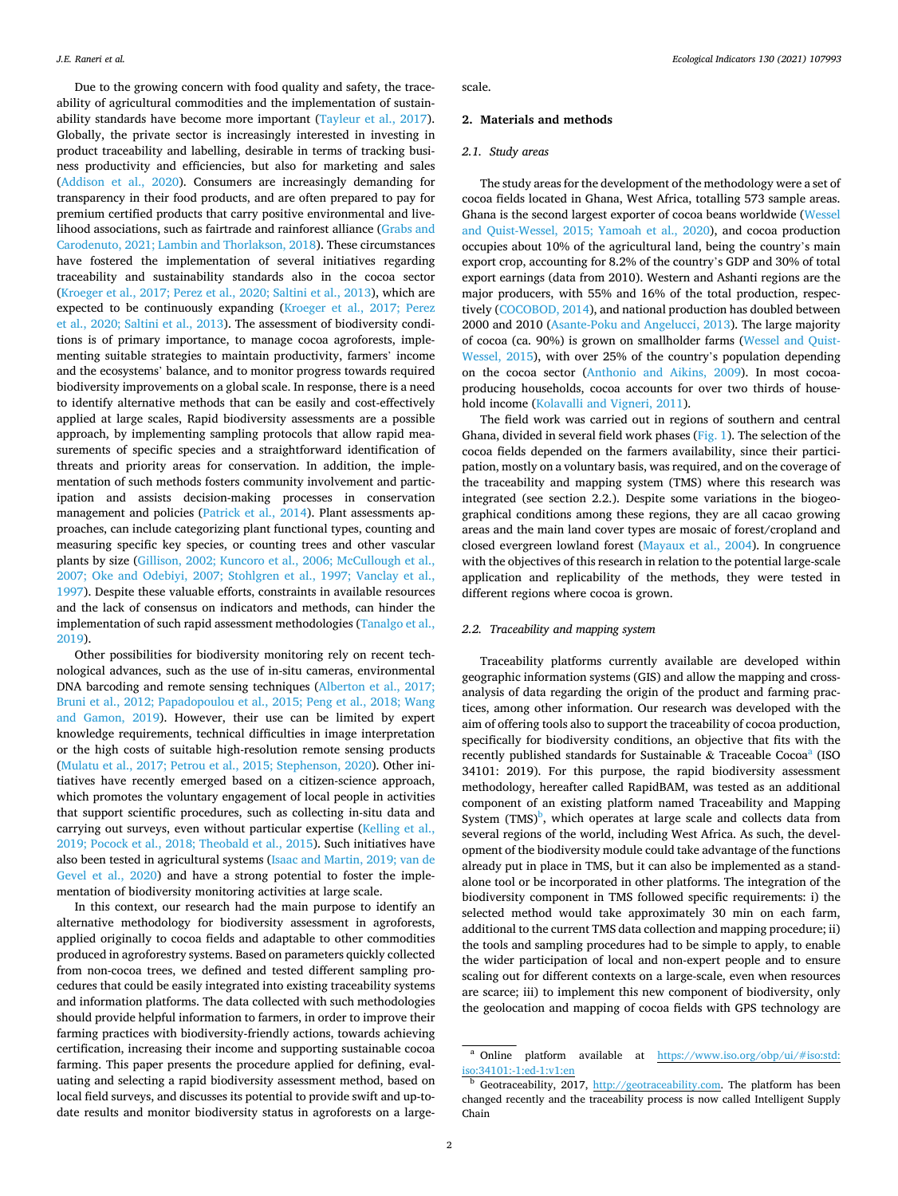Due to the growing concern with food quality and safety, the traceability of agricultural commodities and the implementation of sustainability standards have become more important (Tayleur et al., 2017). Globally, the private sector is increasingly interested in investing in product traceability and labelling, desirable in terms of tracking business productivity and efficiencies, but also for marketing and sales (Addison et al., 2020). Consumers are increasingly demanding for transparency in their food products, and are often prepared to pay for premium certified products that carry positive environmental and livelihood associations, such as fairtrade and rainforest alliance (Grabs and Carodenuto, 2021; Lambin and Thorlakson, 2018). These circumstances have fostered the implementation of several initiatives regarding traceability and sustainability standards also in the cocoa sector (Kroeger et al., 2017; Perez et al., 2020; Saltini et al., 2013), which are expected to be continuously expanding (Kroeger et al., 2017; Perez et al., 2020; Saltini et al., 2013). The assessment of biodiversity conditions is of primary importance, to manage cocoa agroforests, implementing suitable strategies to maintain productivity, farmers' income and the ecosystems' balance, and to monitor progress towards required biodiversity improvements on a global scale. In response, there is a need to identify alternative methods that can be easily and cost-effectively applied at large scales, Rapid biodiversity assessments are a possible approach, by implementing sampling protocols that allow rapid measurements of specific species and a straightforward identification of threats and priority areas for conservation. In addition, the implementation of such methods fosters community involvement and participation and assists decision-making processes in conservation management and policies (Patrick et al., 2014). Plant assessments approaches, can include categorizing plant functional types, counting and measuring specific key species, or counting trees and other vascular plants by size (Gillison, 2002; Kuncoro et al., 2006; McCullough et al., 2007; Oke and Odebiyi, 2007; Stohlgren et al., 1997; Vanclay et al., 1997). Despite these valuable efforts, constraints in available resources and the lack of consensus on indicators and methods, can hinder the implementation of such rapid assessment methodologies (Tanalgo et al., 2019).

Other possibilities for biodiversity monitoring rely on recent technological advances, such as the use of in-situ cameras, environmental DNA barcoding and remote sensing techniques (Alberton et al., 2017; Bruni et al., 2012; Papadopoulou et al., 2015; Peng et al., 2018; Wang and Gamon, 2019). However, their use can be limited by expert knowledge requirements, technical difficulties in image interpretation or the high costs of suitable high-resolution remote sensing products (Mulatu et al., 2017; Petrou et al., 2015; Stephenson, 2020). Other initiatives have recently emerged based on a citizen-science approach, which promotes the voluntary engagement of local people in activities that support scientific procedures, such as collecting in-situ data and carrying out surveys, even without particular expertise (Kelling et al., 2019; Pocock et al., 2018; Theobald et al., 2015). Such initiatives have also been tested in agricultural systems (Isaac and Martin, 2019; van de Gevel et al., 2020) and have a strong potential to foster the implementation of biodiversity monitoring activities at large scale.

In this context, our research had the main purpose to identify an alternative methodology for biodiversity assessment in agroforests, applied originally to cocoa fields and adaptable to other commodities produced in agroforestry systems. Based on parameters quickly collected from non-cocoa trees, we defined and tested different sampling procedures that could be easily integrated into existing traceability systems and information platforms. The data collected with such methodologies should provide helpful information to farmers, in order to improve their farming practices with biodiversity-friendly actions, towards achieving certification, increasing their income and supporting sustainable cocoa farming. This paper presents the procedure applied for defining, evaluating and selecting a rapid biodiversity assessment method, based on local field surveys, and discusses its potential to provide swift and up-to-date results and monitor biodiversity status in agroforests on a large-scale.

## 2. Materials and methods

### 2.1. Study areas

The study areas for the development of the methodology were a set of cocoa fields located in Ghana, West Africa, totalling 573 sample areas. Ghana is the second largest exporter of cocoa beans worldwide (Wessel and Quist-Wessel, 2015; Yamoah et al., 2020), and cocoa production occupies about 10% of the agricultural land, being the country's main export crop, accounting for 8.2% of the country's GDP and 30% of total export earnings (data from 2010). Western and Ashanti regions are the major producers, with 55% and 16% of the total production, respectively (COCOBOD, 2014), and national production has doubled between 2000 and 2010 (Asante-Poku and Angelucci, 2013). The large majority of cocoa (ca. 90%) is grown on smallholder farms (Wessel and Quist-Wessel, 2015), with over 25% of the country's population depending on the cocoa sector (Anthonio and Aikins, 2009). In most cocoa-producing households, cocoa accounts for over two thirds of household income (Kolavalli and Vigneri, 2011).

The field work was carried out in regions of southern and central Ghana, divided in several field work phases (Fig. 1). The selection of the cocoa fields depended on the farmers availability, since their participation, mostly on a voluntary basis, was required, and on the coverage of the traceability and mapping system (TMS) where this research was integrated (see section 2.2.). Despite some variations in the biogeographical conditions among these regions, they are all cacao growing areas and the main land cover types are mosaic of forest/cropland and closed evergreen lowland forest (Mayaux et al., 2004). In congruence with the objectives of this research in relation to the potential large-scale application and replicability of the methods, they were tested in different regions where cocoa is grown.

### 2.2. Traceability and mapping system

Traceability platforms currently available are developed within geographic information systems (GIS) and allow the mapping and cross-analysis of data regarding the origin of the product and farming practices, among other information. Our research was developed with the aim of offering tools also to support the traceability of cocoa production, specifically for biodiversity conditions, an objective that fits with the recently published standards for Sustainable & Traceable Cocoa[a] (ISO 34101: 2019). For this purpose, the rapid biodiversity assessment methodology, hereafter called RapidBAM, was tested as an additional component of an existing platform named Traceability and Mapping System (TMS)[b], which operates at large scale and collects data from several regions of the world, including West Africa. As such, the development of the biodiversity module could take advantage of the functions already put in place in TMS, but it can also be implemented as a standalone tool or be incorporated in other platforms. The integration of the biodiversity component in TMS followed specific requirements: i) the selected method would take approximately 30 min on each farm, additional to the current TMS data collection and mapping procedure; ii) the tools and sampling procedures had to be simple to apply, to enable the wider participation of local and non-expert people and to ensure scaling out for different contexts on a large-scale, even when resources are scarce; iii) to implement this new component of biodiversity, only the geolocation and mapping of cocoa fields with GPS technology are

[a] Online platform available at https://www.iso.org/obp/ui/#iso:std:iso:34101:-1:ed-1:v1:en

[b] Geotraceability, 2017, http://geotraceability.com. The platform has been changed recently and the traceability process is now called Intelligent Supply Chain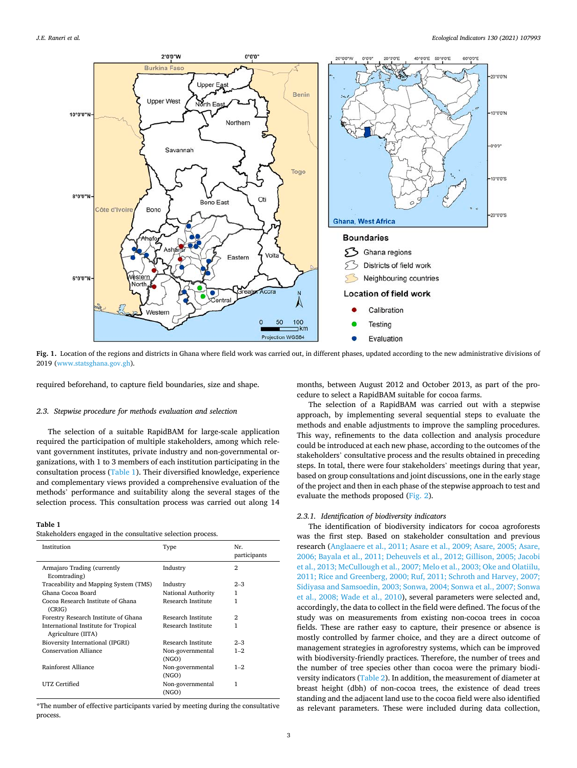Fig. 1. Location of the regions and districts in Ghana where field work was carried out, in different phases, updated according to the new administrative divisions of 2019 (www.statsghana.gov.gh).

required beforehand, to capture field boundaries, size and shape.

### 2.3. Stepwise procedure for methods evaluation and selection

The selection of a suitable RapidBAM for large-scale application required the participation of multiple stakeholders, among which relevant government institutes, private industry and non-governmental organizations, with 1 to 3 members of each institution participating in the consultation process (Table 1). Their diversified knowledge, experience and complementary views provided a comprehensive evaluation of the methods' performance and suitability along the several stages of the selection process. This consultation process was carried out along 14 months, between August 2012 and October 2013, as part of the procedure to select a RapidBAM suitable for cocoa farms.

**Table 1**
Stakeholders engaged in the consultative selection process.

| Institution | Type | Nr. participants |
|---|---|---|
| Armajaro Trading (currently Ecomtrading) | Industry | 2 |
| Traceability and Mapping System (TMS) | Industry | 2–3 |
| Ghana Cocoa Board | National Authority | 1 |
| Cocoa Research Institute of Ghana (CRIG) | Research Institute | 1 |
| Forestry Research Institute of Ghana | Research Institute | 2 |
| International Institute for Tropical Agriculture (IITA) | Research Institute | 1 |
| Bioversity International (IPGRI) | Research Institute | 2–3 |
| Conservation Alliance | Non-governmental (NGO) | 1–2 |
| Rainforest Alliance | Non-governmental (NGO) | 1–2 |
| UTZ Certified | Non-governmental (NGO) | 1 |

*The number of effective participants varied by meeting during the consultative process.

The selection of a RapidBAM was carried out with a stepwise approach, by implementing several sequential steps to evaluate the methods and enable adjustments to improve the sampling procedures. This way, refinements to the data collection and analysis procedure could be introduced at each new phase, according to the outcomes of the stakeholders' consultative process and the results obtained in preceding steps. In total, there were four stakeholders' meetings during that year, based on group consultations and joint discussions, one in the early stage of the project and then in each phase of the stepwise approach to test and evaluate the methods proposed (Fig. 2).

#### 2.3.1. Identification of biodiversity indicators

The identification of biodiversity indicators for cocoa agroforests was the first step. Based on stakeholder consultation and previous research (Anglaaere et al., 2011; Asare et al., 2009; Asare, 2005; Asare, 2006; Bayala et al., 2011; Deheuvels et al., 2012; Gillison, 2005; Jacobi et al., 2013; McCullough et al., 2007; Melo et al., 2003; Oke and Olatiilu, 2011; Rice and Greenberg, 2000; Ruf, 2011; Schroth and Harvey, 2007; Sidiyasa and Samsoedin, 2003; Sonwa, 2004; Sonwa et al., 2007; Sonwa et al., 2008; Wade et al., 2010), several parameters were selected and, accordingly, the data to collect in the field were defined. The focus of the study was on measurements from existing non-cocoa trees in cocoa fields. These are rather easy to capture, their presence or absence is mostly controlled by farmer choice, and they are a direct outcome of management strategies in agroforestry systems, which can be improved with biodiversity-friendly practices. Therefore, the number of trees and the number of tree species other than cocoa were the primary biodiversity indicators (Table 2). In addition, the measurement of diameter at breast height (dbh) of non-cocoa trees, the existence of dead trees standing and the adjacent land use to the cocoa field were also identified as relevant parameters. These were included during data collection,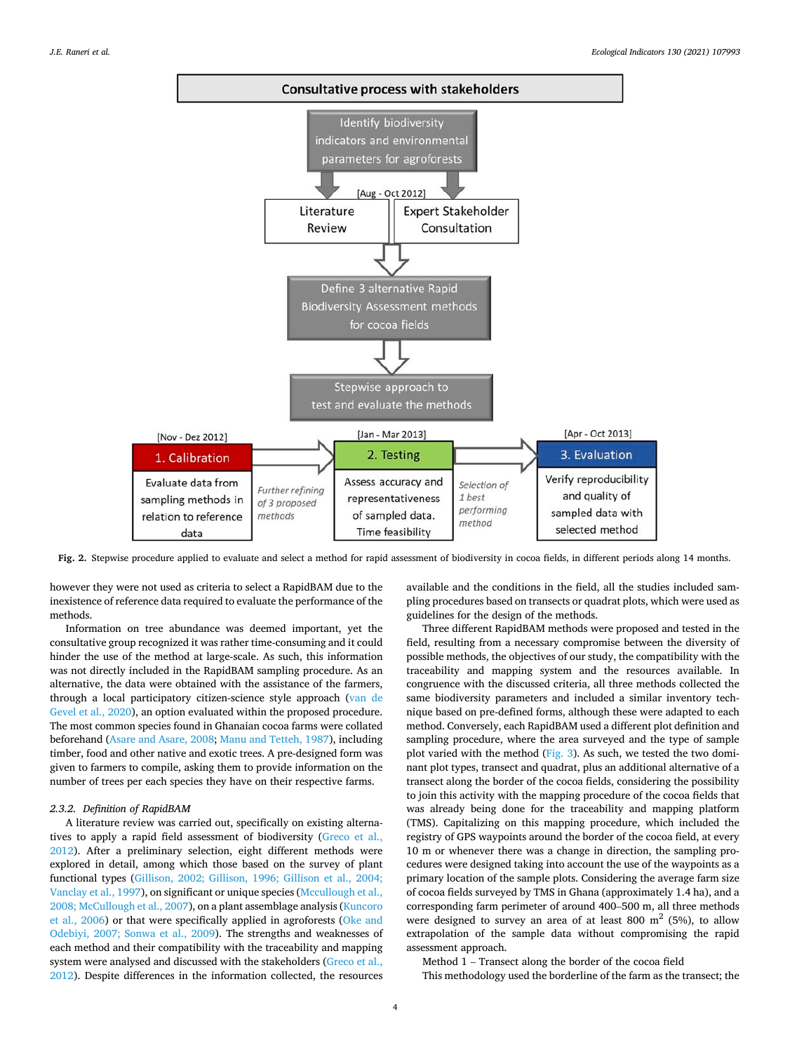Consultative process with stakeholders

Identify biodiversity indicators and environmental parameters for agroforests

[Aug - Oct 2012]

Literature Review | Expert Stakeholder Consultation

Define 3 alternative Rapid Biodiversity Assessment methods for cocoa fields

Stepwise approach to test and evaluate the methods

[Nov - Dez 2012] **1. Calibration** — Evaluate data from sampling methods in relation to reference data

*Further refining of 3 proposed methods*

[Jan - Mar 2013] **2. Testing** — Assess accuracy and representativeness of sampled data. Time feasibility

*Selection of 1 best performing method*

[Apr - Oct 2013] **3. Evaluation** — Verify reproducibility and quality of sampled data with selected method

**Fig. 2.** Stepwise procedure applied to evaluate and select a method for rapid assessment of biodiversity in cocoa fields, in different periods along 14 months.

however they were not used as criteria to select a RapidBAM due to the inexistence of reference data required to evaluate the performance of the methods.

Information on tree abundance was deemed important, yet the consultative group recognized it was rather time-consuming and it could hinder the use of the method at large-scale. As such, this information was not directly included in the RapidBAM sampling procedure. As an alternative, the data were obtained with the assistance of the farmers, through a local participatory citizen-science style approach (van de Gevel et al., 2020), an option evaluated within the proposed procedure. The most common species found in Ghanaian cocoa farms were collated beforehand (Asare and Asare, 2008; Manu and Tetteh, 1987), including timber, food and other native and exotic trees. A pre-designed form was given to farmers to compile, asking them to provide information on the number of trees per each species they have on their respective farms.

### 2.3.2. *Definition of RapidBAM*

A literature review was carried out, specifically on existing alternatives to apply a rapid field assessment of biodiversity (Greco et al., 2012). After a preliminary selection, eight different methods were explored in detail, among which those based on the survey of plant functional types (Gillison, 2002; Gillison, 1996; Gillison et al., 2004; Vanclay et al., 1997), on significant or unique species (Mccullough et al., 2008; McCullough et al., 2007), on a plant assemblage analysis (Kuncoro et al., 2006) or that were specifically applied in agroforests (Oke and Odebiyi, 2007; Sonwa et al., 2009). The strengths and weaknesses of each method and their compatibility with the traceability and mapping system were analysed and discussed with the stakeholders (Greco et al., 2012). Despite differences in the information collected, the resources available and the conditions in the field, all the studies included sampling procedures based on transects or quadrat plots, which were used as guidelines for the design of the methods.

Three different RapidBAM methods were proposed and tested in the field, resulting from a necessary compromise between the diversity of possible methods, the objectives of our study, the compatibility with the traceability and mapping system and the resources available. In congruence with the discussed criteria, all three methods collected the same biodiversity parameters and included a similar inventory technique based on pre-defined forms, although these were adapted to each method. Conversely, each RapidBAM used a different plot definition and sampling procedure, where the area surveyed and the type of sample plot varied with the method (Fig. 3). As such, we tested the two dominant plot types, transect and quadrat, plus an additional alternative of a transect along the border of the cocoa fields, considering the possibility to join this activity with the mapping procedure of the cocoa fields that was already being done for the traceability and mapping platform (TMS). Capitalizing on this mapping procedure, which included the registry of GPS waypoints around the border of the cocoa field, at every 10 m or whenever there was a change in direction, the sampling procedures were designed taking into account the use of the waypoints as a primary location of the sample plots. Considering the average farm size of cocoa fields surveyed by TMS in Ghana (approximately 1.4 ha), and a corresponding farm perimeter of around 400–500 m, all three methods were designed to survey an area of at least 800 m$^2$ (5%), to allow extrapolation of the sample data without compromising the rapid assessment approach.

Method 1 – Transect along the border of the cocoa field

This methodology used the borderline of the farm as the transect; the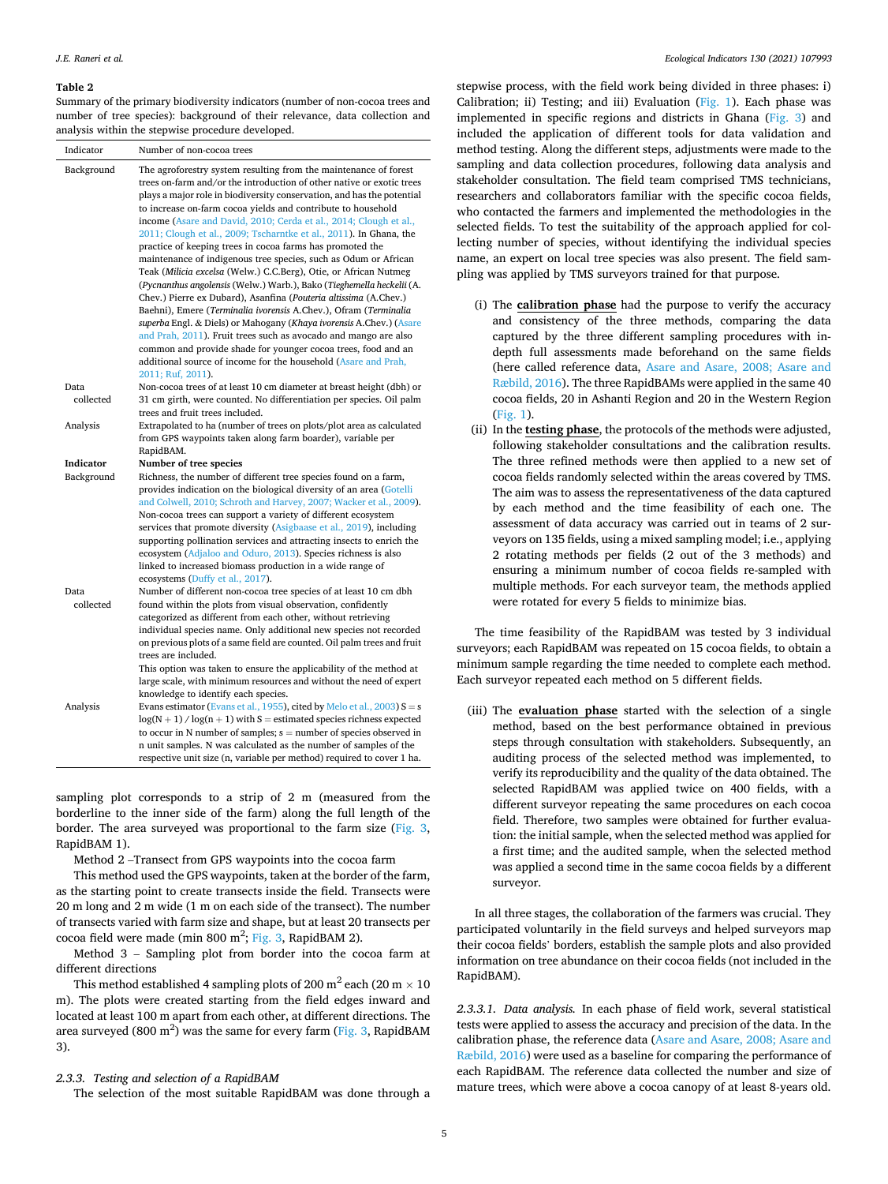**Table 2**
Summary of the primary biodiversity indicators (number of non-cocoa trees and number of tree species): background of their relevance, data collection and analysis within the stepwise procedure developed.

| Indicator | Number of non-cocoa trees |
|---|---|
| Background | The agroforestry system resulting from the maintenance of forest trees on-farm and/or the introduction of other native or exotic trees plays a major role in biodiversity conservation, and has the potential to increase on-farm cocoa yields and contribute to household income (Asare and David, 2010; Cerda et al., 2014; Clough et al., 2011; Clough et al., 2009; Tscharntke et al., 2011). In Ghana, the practice of keeping trees in cocoa farms has promoted the maintenance of indigenous tree species, such as Odum or African Teak (*Milicia excelsa* (Welw.) C.C.Berg), Otie, or African Nutmeg (*Pycnanthus angolensis* (Welw.) Warb.), Bako (*Tieghemella heckelii* (A. Chev.) Pierre ex Dubard), Asanfina (*Pouteria altissima* (A.Chev.) Baehni), Emere (*Terminalia ivorensis* A.Chev.), Ofram (*Terminalia superba* Engl. & Diels) or Mahogany (*Khaya ivorensis* A.Chev.) (Asare and Prah, 2011). Fruit trees such as avocado and mango are also common and provide shade for younger cocoa trees, food and an additional source of income for the household (Asare and Prah, 2011; Ruf, 2011). |
| Data collected | Non-cocoa trees of at least 10 cm diameter at breast height (dbh) or 31 cm girth, were counted. No differentiation per species. Oil palm trees and fruit trees included. |
| Analysis | Extrapolated to ha (number of trees on plots/plot area as calculated from GPS waypoints taken along farm boarder), variable per RapidBAM. |
| **Indicator** | **Number of tree species** |
| Background | Richness, the number of different tree species found on a farm, provides indication on the biological diversity of an area (Gotelli and Colwell, 2010; Schroth and Harvey, 2007; Wacker et al., 2009). Non-cocoa trees can support a variety of different ecosystem services that promote diversity (Asigbaase et al., 2019), including supporting pollination services and attracting insects to enrich the ecosystem (Adjaloo and Oduro, 2013). Species richness is also linked to increased biomass production in a wide range of ecosystems (Duffy et al., 2017). |
| Data collected | Number of different non-cocoa tree species of at least 10 cm dbh found within the plots from visual observation, confidently categorized as different from each other, without retrieving individual species name. Only additional new species not recorded on previous plots of a same field are counted. Oil palm trees and fruit trees are included. This option was taken to ensure the applicability of the method at large scale, with minimum resources and without the need of expert knowledge to identify each species. |
| Analysis | Evans estimator (Evans et al., 1955), cited by Melo et al., 2003) $S = s \log(N + 1) / \log(n + 1)$ with S = estimated species richness expected to occur in N number of samples; s = number of species observed in n unit samples. N was calculated as the number of samples of the respective unit size (n, variable per method) required to cover 1 ha. |

sampling plot corresponds to a strip of 2 m (measured from the borderline to the inner side of the farm) along the full length of the border. The area surveyed was proportional to the farm size (Fig. 3, RapidBAM 1).

Method 2 –Transect from GPS waypoints into the cocoa farm

This method used the GPS waypoints, taken at the border of the farm, as the starting point to create transects inside the field. Transects were 20 m long and 2 m wide (1 m on each side of the transect). The number of transects varied with farm size and shape, but at least 20 transects per cocoa field were made (min 800 $m^2$; Fig. 3, RapidBAM 2).

Method 3 – Sampling plot from border into the cocoa farm at different directions

This method established 4 sampling plots of 200 $m^2$ each (20 m × 10 m). The plots were created starting from the field edges inward and located at least 100 m apart from each other, at different directions. The area surveyed (800 $m^2$) was the same for every farm (Fig. 3, RapidBAM 3).

### 2.3.3. Testing and selection of a RapidBAM

The selection of the most suitable RapidBAM was done through a stepwise process, with the field work being divided in three phases: i) Calibration; ii) Testing; and iii) Evaluation (Fig. 1). Each phase was implemented in specific regions and districts in Ghana (Fig. 3) and included the application of different tools for data validation and method testing. Along the different steps, adjustments were made to the sampling and data collection procedures, following data analysis and stakeholder consultation. The field team comprised TMS technicians, researchers and collaborators familiar with the specific cocoa fields, who contacted the farmers and implemented the methodologies in the selected fields. To test the suitability of the approach applied for collecting number of species, without identifying the individual species name, an expert on local tree species was also present. The field sampling was applied by TMS surveyors trained for that purpose.

(i) The **calibration phase** had the purpose to verify the accuracy and consistency of the three methods, comparing the data captured by the three different sampling procedures with in-depth full assessments made beforehand on the same fields (here called reference data, Asare and Asare, 2008; Asare and Ræbild, 2016). The three RapidBAMs were applied in the same 40 cocoa fields, 20 in Ashanti Region and 20 in the Western Region (Fig. 1).

(ii) In the **testing phase**, the protocols of the methods were adjusted, following stakeholder consultations and the calibration results. The three refined methods were then applied to a new set of cocoa fields randomly selected within the areas covered by TMS. The aim was to assess the representativeness of the data captured by each method and the time feasibility of each one. The assessment of data accuracy was carried out in teams of 2 surveyors on 135 fields, using a mixed sampling model; i.e., applying 2 rotating methods per fields (2 out of the 3 methods) and ensuring a minimum number of cocoa fields re-sampled with multiple methods. For each surveyor team, the methods applied were rotated for every 5 fields to minimize bias.

The time feasibility of the RapidBAM was tested by 3 individual surveyors; each RapidBAM was repeated on 15 cocoa fields, to obtain a minimum sample regarding the time needed to complete each method. Each surveyor repeated each method on 5 different fields.

(iii) The **evaluation phase** started with the selection of a single method, based on the best performance obtained in previous steps through consultation with stakeholders. Subsequently, an auditing process of the selected method was implemented, to verify its reproducibility and the quality of the data obtained. The selected RapidBAM was applied twice on 400 fields, with a different surveyor repeating the same procedures on each cocoa field. Therefore, two samples were obtained for further evaluation: the initial sample, when the selected method was applied for a first time; and the audited sample, when the selected method was applied a second time in the same cocoa fields by a different surveyor.

In all three stages, the collaboration of the farmers was crucial. They participated voluntarily in the field surveys and helped surveyors map their cocoa fields' borders, establish the sample plots and also provided information on tree abundance on their cocoa fields (not included in the RapidBAM).

*2.3.3.1. Data analysis.* In each phase of field work, several statistical tests were applied to assess the accuracy and precision of the data. In the calibration phase, the reference data (Asare and Asare, 2008; Asare and Ræbild, 2016) were used as a baseline for comparing the performance of each RapidBAM. The reference data collected the number and size of mature trees, which were above a cocoa canopy of at least 8-years old.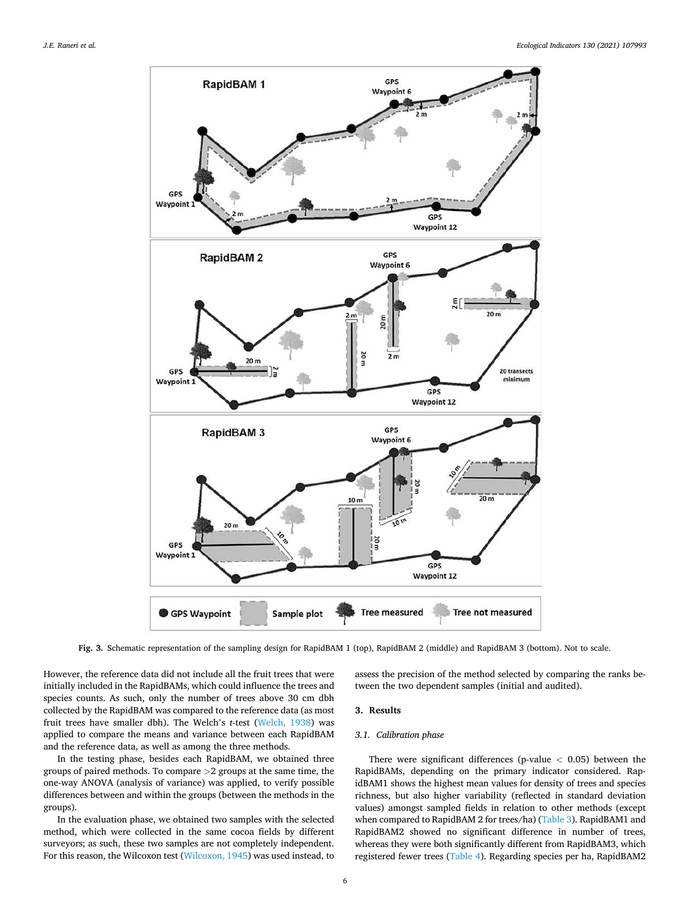Fig. 3. Schematic representation of the sampling design for RapidBAM 1 (top), RapidBAM 2 (middle) and RapidBAM 3 (bottom). Not to scale.

However, the reference data did not include all the fruit trees that were initially included in the RapidBAMs, which could influence the trees and species counts. As such, only the number of trees above 30 cm dbh collected by the RapidBAM was compared to the reference data (as most fruit trees have smaller dbh). The Welch's *t*-test (Welch, 1938) was applied to compare the means and variance between each RapidBAM and the reference data, as well as among the three methods.

In the testing phase, besides each RapidBAM, we obtained three groups of paired methods. To compare >2 groups at the same time, the one-way ANOVA (analysis of variance) was applied, to verify possible differences between and within the groups (between the methods in the groups).

In the evaluation phase, we obtained two samples with the selected method, which were collected in the same cocoa fields by different surveyors; as such, these two samples are not completely independent. For this reason, the Wilcoxon test (Wilcoxon, 1945) was used instead, to assess the precision of the method selected by comparing the ranks between the two dependent samples (initial and audited).

## 3. Results

### 3.1. Calibration phase

There were significant differences (p-value $< 0.05$) between the RapidBAMs, depending on the primary indicator considered. RapidBAM1 shows the highest mean values for density of trees and species richness, but also higher variability (reflected in standard deviation values) amongst sampled fields in relation to other methods (except when compared to RapidBAM 2 for trees/ha) (Table 3). RapidBAM1 and RapidBAM2 showed no significant difference in number of trees, whereas they were both significantly different from RapidBAM3, which registered fewer trees (Table 4). Regarding species per ha, RapidBAM2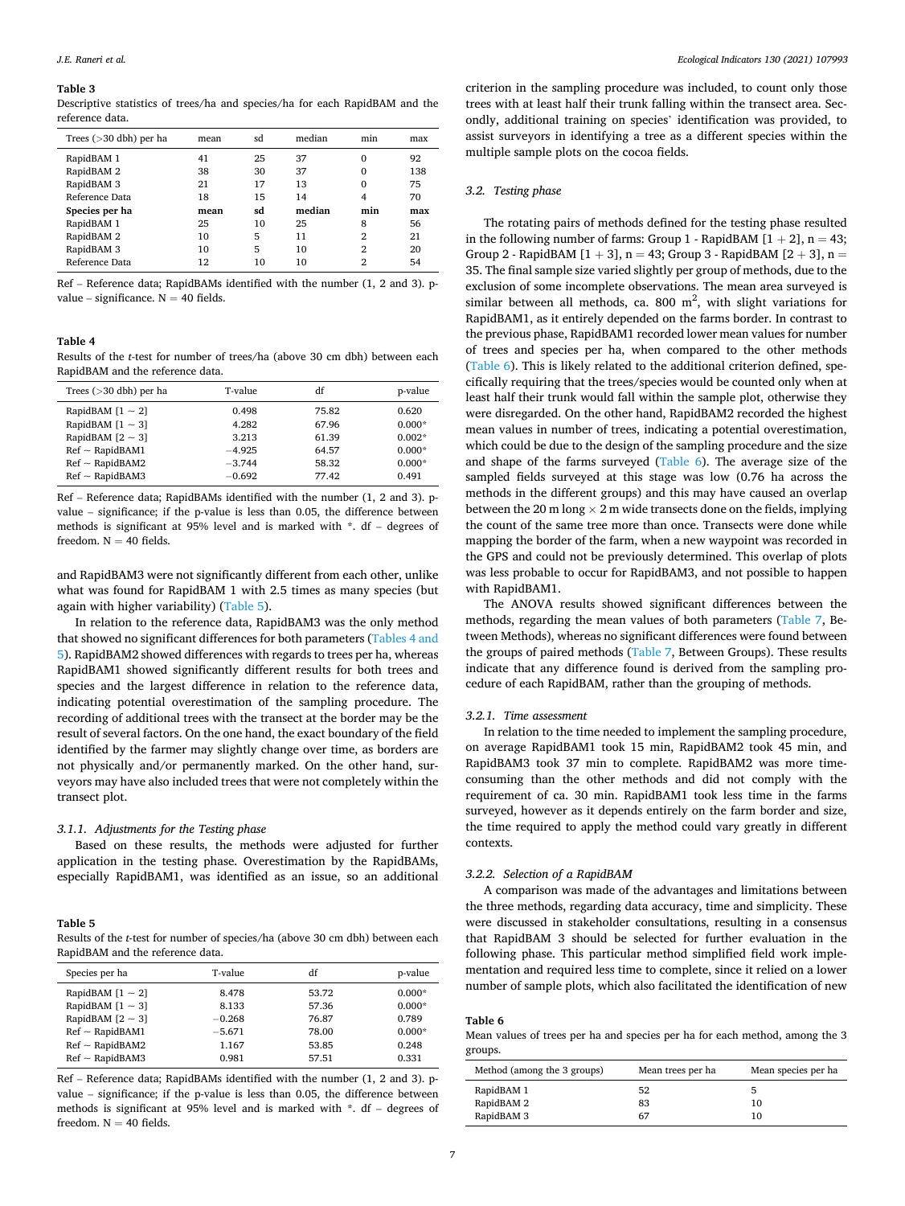**Table 3**
Descriptive statistics of trees/ha and species/ha for each RapidBAM and the reference data.

| Trees (>30 dbh) per ha | mean | sd | median | min | max |
|---|---|---|---|---|---|
| RapidBAM 1 | 41 | 25 | 37 | 0 | 92 |
| RapidBAM 2 | 38 | 30 | 37 | 0 | 138 |
| RapidBAM 3 | 21 | 17 | 13 | 0 | 75 |
| Reference Data | 18 | 15 | 14 | 4 | 70 |
| **Species per ha** | **mean** | **sd** | **median** | **min** | **max** |
| RapidBAM 1 | 25 | 10 | 25 | 8 | 56 |
| RapidBAM 2 | 10 | 5 | 11 | 2 | 21 |
| RapidBAM 3 | 10 | 5 | 10 | 2 | 20 |
| Reference Data | 12 | 10 | 10 | 2 | 54 |

Ref – Reference data; RapidBAMs identified with the number (1, 2 and 3). p-value – significance. N = 40 fields.

**Table 4**
Results of the *t*-test for number of trees/ha (above 30 cm dbh) between each RapidBAM and the reference data.

| Trees (>30 dbh) per ha | T-value | df | p-value |
|---|---|---|---|
| RapidBAM [1 ~ 2] | 0.498 | 75.82 | 0.620 |
| RapidBAM [1 ~ 3] | 4.282 | 67.96 | 0.000* |
| RapidBAM [2 ~ 3] | 3.213 | 61.39 | 0.002* |
| Ref ~ RapidBAM1 | −4.925 | 64.57 | 0.000* |
| Ref ~ RapidBAM2 | −3.744 | 58.32 | 0.000* |
| Ref ~ RapidBAM3 | −0.692 | 77.42 | 0.491 |

Ref – Reference data; RapidBAMs identified with the number (1, 2 and 3). p-value – significance; if the p-value is less than 0.05, the difference between methods is significant at 95% level and is marked with *. df – degrees of freedom. N = 40 fields.

and RapidBAM3 were not significantly different from each other, unlike what was found for RapidBAM 1 with 2.5 times as many species (but again with higher variability) (Table 5).

In relation to the reference data, RapidBAM3 was the only method that showed no significant differences for both parameters (Tables 4 and 5). RapidBAM2 showed differences with regards to trees per ha, whereas RapidBAM1 showed significantly different results for both trees and species and the largest difference in relation to the reference data, indicating potential overestimation of the sampling procedure. The recording of additional trees with the transect at the border may be the result of several factors. On the one hand, the exact boundary of the field identified by the farmer may slightly change over time, as borders are not physically and/or permanently marked. On the other hand, surveyors may have also included trees that were not completely within the transect plot.

#### 3.1.1. Adjustments for the Testing phase

Based on these results, the methods were adjusted for further application in the testing phase. Overestimation by the RapidBAMs, especially RapidBAM1, was identified as an issue, so an additional criterion in the sampling procedure was included, to count only those trees with at least half their trunk falling within the transect area. Secondly, additional training on species' identification was provided, to assist surveyors in identifying a tree as a different species within the multiple sample plots on the cocoa fields.

**Table 5**
Results of the *t*-test for number of species/ha (above 30 cm dbh) between each RapidBAM and the reference data.

| Species per ha | T-value | df | p-value |
|---|---|---|---|
| RapidBAM [1 ~ 2] | 8.478 | 53.72 | 0.000* |
| RapidBAM [1 ~ 3] | 8.133 | 57.36 | 0.000* |
| RapidBAM [2 ~ 3] | −0.268 | 76.87 | 0.789 |
| Ref ~ RapidBAM1 | −5.671 | 78.00 | 0.000* |
| Ref ~ RapidBAM2 | 1.167 | 53.85 | 0.248 |
| Ref ~ RapidBAM3 | 0.981 | 57.51 | 0.331 |

Ref – Reference data; RapidBAMs identified with the number (1, 2 and 3). p-value – significance; if the p-value is less than 0.05, the difference between methods is significant at 95% level and is marked with *. df – degrees of freedom. N = 40 fields.

### 3.2. Testing phase

The rotating pairs of methods defined for the testing phase resulted in the following number of farms: Group 1 - RapidBAM [1 + 2], n = 43; Group 2 - RapidBAM [1 + 3], n = 43; Group 3 - RapidBAM [2 + 3], n = 35. The final sample size varied slightly per group of methods, due to the exclusion of some incomplete observations. The mean area surveyed is similar between all methods, ca. 800 $m^2$, with slight variations for RapidBAM1, as it entirely depended on the farms border. In contrast to the previous phase, RapidBAM1 recorded lower mean values for number of trees and species per ha, when compared to the other methods (Table 6). This is likely related to the additional criterion defined, specifically requiring that the trees/species would be counted only when at least half their trunk would fall within the sample plot, otherwise they were disregarded. On the other hand, RapidBAM2 recorded the highest mean values in number of trees, indicating a potential overestimation, which could be due to the design of the sampling procedure and the size and shape of the farms surveyed (Table 6). The average size of the sampled fields surveyed at this stage was low (0.76 ha across the methods in the different groups) and this may have caused an overlap between the 20 m long × 2 m wide transects done on the fields, implying the count of the same tree more than once. Transects were done while mapping the border of the farm, when a new waypoint was recorded in the GPS and could not be previously determined. This overlap of plots was less probable to occur for RapidBAM3, and not possible to happen with RapidBAM1.

The ANOVA results showed significant differences between the methods, regarding the mean values of both parameters (Table 7, Between Methods), whereas no significant differences were found between the groups of paired methods (Table 7, Between Groups). These results indicate that any difference found is derived from the sampling procedure of each RapidBAM, rather than the grouping of methods.

#### 3.2.1. Time assessment

In relation to the time needed to implement the sampling procedure, on average RapidBAM1 took 15 min, RapidBAM2 took 45 min, and RapidBAM3 took 37 min to complete. RapidBAM2 was more time-consuming than the other methods and did not comply with the requirement of ca. 30 min. RapidBAM1 took less time in the farms surveyed, however as it depends entirely on the farm border and size, the time required to apply the method could vary greatly in different contexts.

#### 3.2.2. Selection of a RapidBAM

A comparison was made of the advantages and limitations between the three methods, regarding data accuracy, time and simplicity. These were discussed in stakeholder consultations, resulting in a consensus that RapidBAM 3 should be selected for further evaluation in the following phase. This particular method simplified field work implementation and required less time to complete, since it relied on a lower number of sample plots, which also facilitated the identification of new

**Table 6**
Mean values of trees per ha and species per ha for each method, among the 3 groups.

| Method (among the 3 groups) | Mean trees per ha | Mean species per ha |
|---|---|---|
| RapidBAM 1 | 52 | 5 |
| RapidBAM 2 | 83 | 10 |
| RapidBAM 3 | 67 | 10 |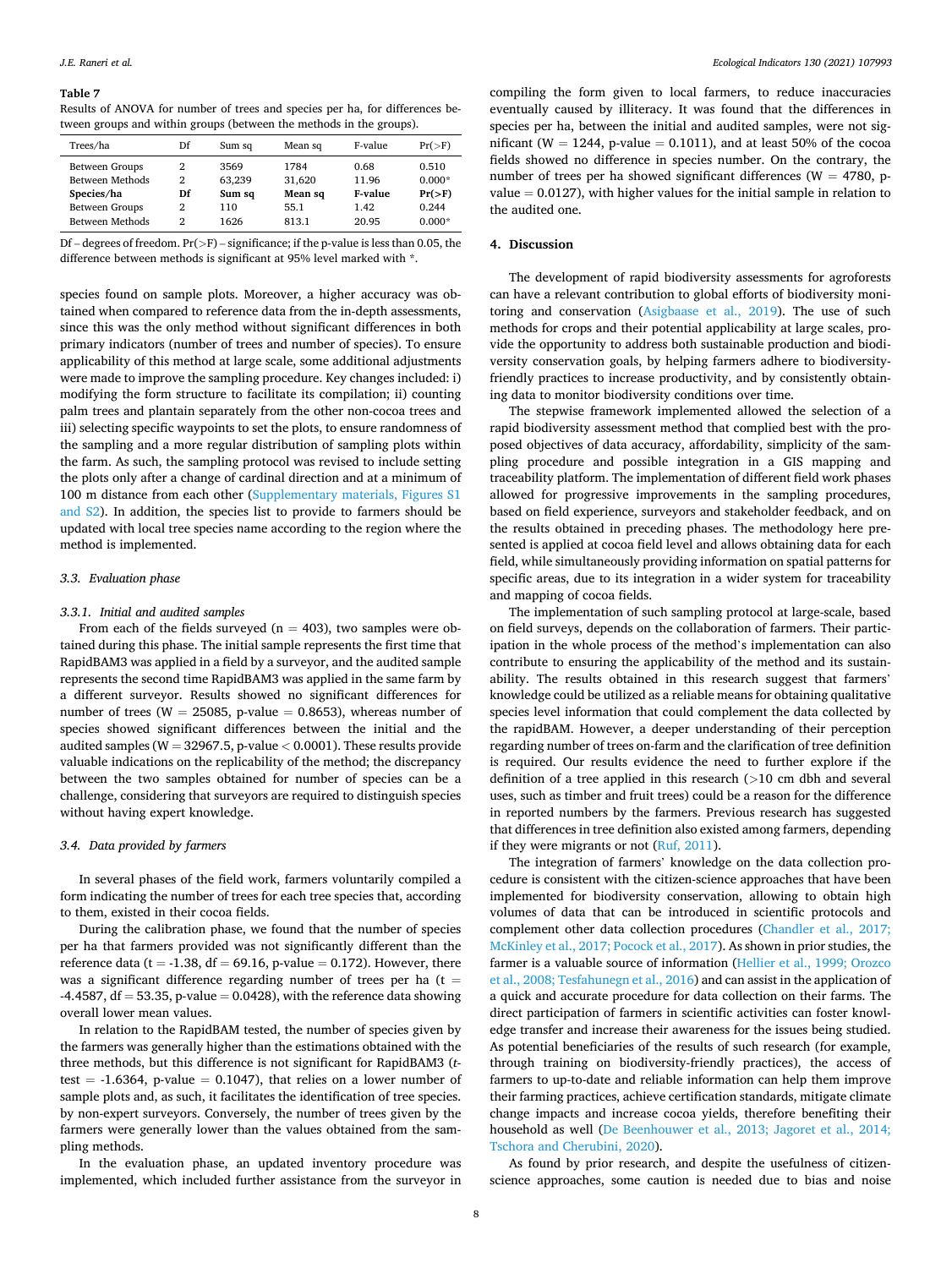**Table 7**
Results of ANOVA for number of trees and species per ha, for differences between groups and within groups (between the methods in the groups).

| Trees/ha | Df | Sum sq | Mean sq | F-value | Pr(>F) |
|---|---|---|---|---|---|
| Between Groups | 2 | 3569 | 1784 | 0.68 | 0.510 |
| Between Methods | 2 | 63,239 | 31,620 | 11.96 | 0.000* |
| **Species/ha** | **Df** | **Sum sq** | **Mean sq** | **F-value** | **Pr(>F)** |
| Between Groups | 2 | 110 | 55.1 | 1.42 | 0.244 |
| Between Methods | 2 | 1626 | 813.1 | 20.95 | 0.000* |

Df – degrees of freedom. Pr(>F) – significance; if the p-value is less than 0.05, the difference between methods is significant at 95% level marked with *.

species found on sample plots. Moreover, a higher accuracy was obtained when compared to reference data from the in-depth assessments, since this was the only method without significant differences in both primary indicators (number of trees and number of species). To ensure applicability of this method at large scale, some additional adjustments were made to improve the sampling procedure. Key changes included: i) modifying the form structure to facilitate its compilation; ii) counting palm trees and plantain separately from the other non-cocoa trees and iii) selecting specific waypoints to set the plots, to ensure randomness of the sampling and a more regular distribution of sampling plots within the farm. As such, the sampling protocol was revised to include setting the plots only after a change of cardinal direction and at a minimum of 100 m distance from each other (Supplementary materials, Figures S1 and S2). In addition, the species list to provide to farmers should be updated with local tree species name according to the region where the method is implemented.

### 3.3. Evaluation phase

#### 3.3.1. Initial and audited samples

From each of the fields surveyed ($n = 403$), two samples were obtained during this phase. The initial sample represents the first time that RapidBAM3 was applied in a field by a surveyor, and the audited sample represents the second time RapidBAM3 was applied in the same farm by a different surveyor. Results showed no significant differences for number of trees ($W = 25085$, p-value $= 0.8653$), whereas number of species showed significant differences between the initial and the audited samples ($W = 32967.5$, p-value $< 0.0001$). These results provide valuable indications on the replicability of the method; the discrepancy between the two samples obtained for number of species can be a challenge, considering that surveyors are required to distinguish species without having expert knowledge.

### 3.4. Data provided by farmers

In several phases of the field work, farmers voluntarily compiled a form indicating the number of trees for each tree species that, according to them, existed in their cocoa fields.

During the calibration phase, we found that the number of species per ha that farmers provided was not significantly different than the reference data ($t = -1.38$, $df = 69.16$, p-value $= 0.172$). However, there was a significant difference regarding number of trees per ha ($t = -4.4587$, $df = 53.35$, p-value $= 0.0428$), with the reference data showing overall lower mean values.

In relation to the RapidBAM tested, the number of species given by the farmers was generally higher than the estimations obtained with the three methods, but this difference is not significant for RapidBAM3 (*t*-test $= -1.6364$, p-value $= 0.1047$), that relies on a lower number of sample plots and, as such, it facilitates the identification of tree species. by non-expert surveyors. Conversely, the number of trees given by the farmers were generally lower than the values obtained from the sampling methods.

In the evaluation phase, an updated inventory procedure was implemented, which included further assistance from the surveyor in compiling the form given to local farmers, to reduce inaccuracies eventually caused by illiteracy. It was found that the differences in species per ha, between the initial and audited samples, were not significant ($W = 1244$, p-value $= 0.1011$), and at least 50% of the cocoa fields showed no difference in species number. On the contrary, the number of trees per ha showed significant differences ($W = 4780$, p-value $= 0.0127$), with higher values for the initial sample in relation to the audited one.

## 4. Discussion

The development of rapid biodiversity assessments for agroforests can have a relevant contribution to global efforts of biodiversity monitoring and conservation (Asigbaase et al., 2019). The use of such methods for crops and their potential applicability at large scales, provide the opportunity to address both sustainable production and biodiversity conservation goals, by helping farmers adhere to biodiversity-friendly practices to increase productivity, and by consistently obtaining data to monitor biodiversity conditions over time.

The stepwise framework implemented allowed the selection of a rapid biodiversity assessment method that complied best with the proposed objectives of data accuracy, affordability, simplicity of the sampling procedure and possible integration in a GIS mapping and traceability platform. The implementation of different field work phases allowed for progressive improvements in the sampling procedures, based on field experience, surveyors and stakeholder feedback, and on the results obtained in preceding phases. The methodology here presented is applied at cocoa field level and allows obtaining data for each field, while simultaneously providing information on spatial patterns for specific areas, due to its integration in a wider system for traceability and mapping of cocoa fields.

The implementation of such sampling protocol at large-scale, based on field surveys, depends on the collaboration of farmers. Their participation in the whole process of the method's implementation can also contribute to ensuring the applicability of the method and its sustainability. The results obtained in this research suggest that farmers' knowledge could be utilized as a reliable means for obtaining qualitative species level information that could complement the data collected by the rapidBAM. However, a deeper understanding of their perception regarding number of trees on-farm and the clarification of tree definition is required. Our results evidence the need to further explore if the definition of a tree applied in this research (>10 cm dbh and several uses, such as timber and fruit trees) could be a reason for the difference in reported numbers by the farmers. Previous research has suggested that differences in tree definition also existed among farmers, depending if they were migrants or not (Ruf, 2011).

The integration of farmers' knowledge on the data collection procedure is consistent with the citizen-science approaches that have been implemented for biodiversity conservation, allowing to obtain high volumes of data that can be introduced in scientific protocols and complement other data collection procedures (Chandler et al., 2017; McKinley et al., 2017; Pocock et al., 2017). As shown in prior studies, the farmer is a valuable source of information (Hellier et al., 1999; Orozco et al., 2008; Tesfahunegn et al., 2016) and can assist in the application of a quick and accurate procedure for data collection on their farms. The direct participation of farmers in scientific activities can foster knowledge transfer and increase their awareness for the issues being studied. As potential beneficiaries of the results of such research (for example, through training on biodiversity-friendly practices), the access of farmers to up-to-date and reliable information can help them improve their farming practices, achieve certification standards, mitigate climate change impacts and increase cocoa yields, therefore benefiting their household as well (De Beenhouwer et al., 2013; Jagoret et al., 2014; Tschora and Cherubini, 2020).

As found by prior research, and despite the usefulness of citizen-science approaches, some caution is needed due to bias and noise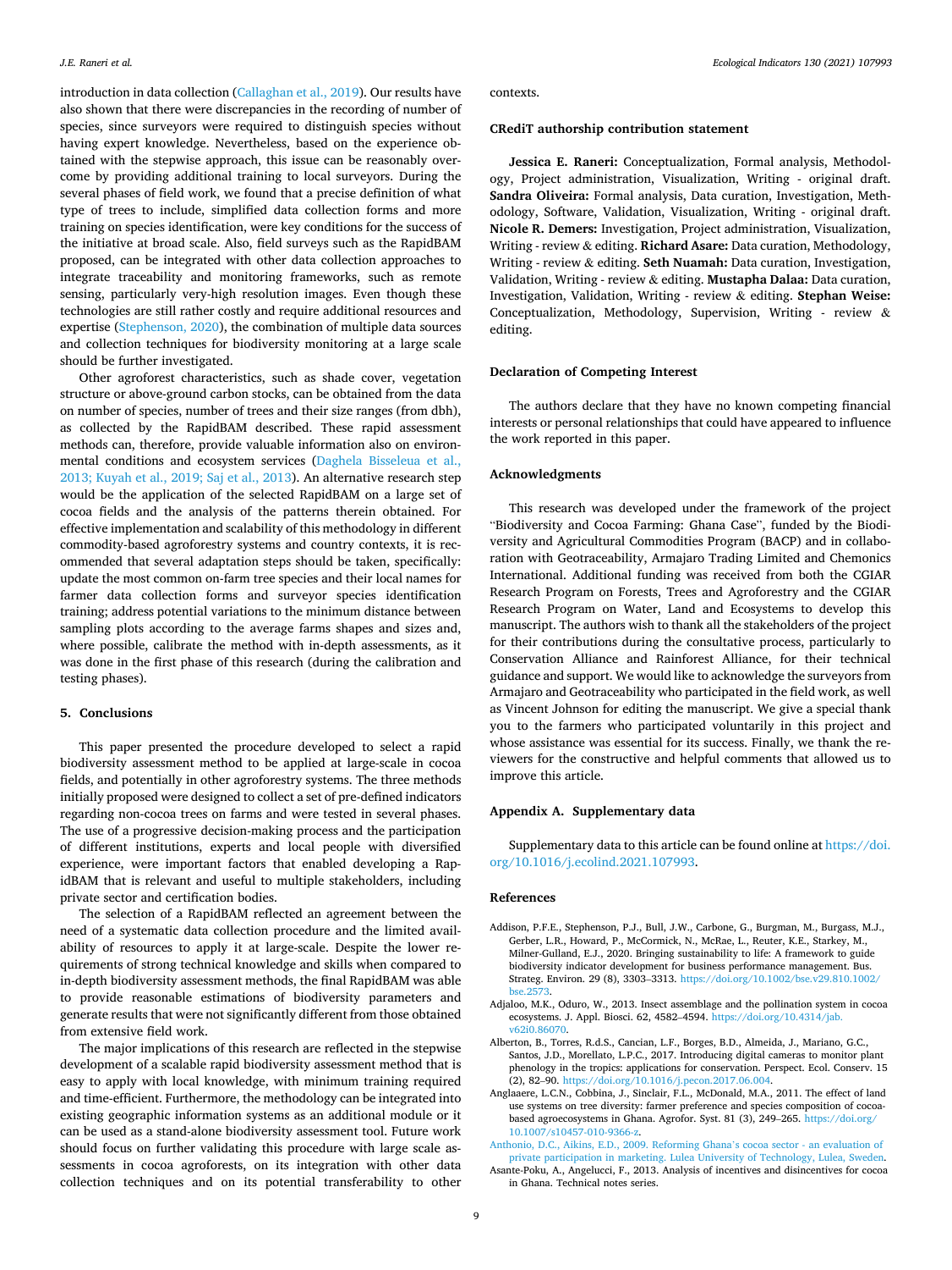introduction in data collection (Callaghan et al., 2019). Our results have also shown that there were discrepancies in the recording of number of species, since surveyors were required to distinguish species without having expert knowledge. Nevertheless, based on the experience obtained with the stepwise approach, this issue can be reasonably overcome by providing additional training to local surveyors. During the several phases of field work, we found that a precise definition of what type of trees to include, simplified data collection forms and more training on species identification, were key conditions for the success of the initiative at broad scale. Also, field surveys such as the RapidBAM proposed, can be integrated with other data collection approaches to integrate traceability and monitoring frameworks, such as remote sensing, particularly very-high resolution images. Even though these technologies are still rather costly and require additional resources and expertise (Stephenson, 2020), the combination of multiple data sources and collection techniques for biodiversity monitoring at a large scale should be further investigated.

Other agroforest characteristics, such as shade cover, vegetation structure or above-ground carbon stocks, can be obtained from the data on number of species, number of trees and their size ranges (from dbh), as collected by the RapidBAM described. These rapid assessment methods can, therefore, provide valuable information also on environmental conditions and ecosystem services (Daghela Bisseleua et al., 2013; Kuyah et al., 2019; Saj et al., 2013). An alternative research step would be the application of the selected RapidBAM on a large set of cocoa fields and the analysis of the patterns therein obtained. For effective implementation and scalability of this methodology in different commodity-based agroforestry systems and country contexts, it is recommended that several adaptation steps should be taken, specifically: update the most common on-farm tree species and their local names for farmer data collection forms and surveyor species identification training; address potential variations to the minimum distance between sampling plots according to the average farms shapes and sizes and, where possible, calibrate the method with in-depth assessments, as it was done in the first phase of this research (during the calibration and testing phases).

## 5. Conclusions

This paper presented the procedure developed to select a rapid biodiversity assessment method to be applied at large-scale in cocoa fields, and potentially in other agroforestry systems. The three methods initially proposed were designed to collect a set of pre-defined indicators regarding non-cocoa trees on farms and were tested in several phases. The use of a progressive decision-making process and the participation of different institutions, experts and local people with diversified experience, were important factors that enabled developing a RapidBAM that is relevant and useful to multiple stakeholders, including private sector and certification bodies.

The selection of a RapidBAM reflected an agreement between the need of a systematic data collection procedure and the limited availability of resources to apply it at large-scale. Despite the lower requirements of strong technical knowledge and skills when compared to in-depth biodiversity assessment methods, the final RapidBAM was able to provide reasonable estimations of biodiversity parameters and generate results that were not significantly different from those obtained from extensive field work.

The major implications of this research are reflected in the stepwise development of a scalable rapid biodiversity assessment method that is easy to apply with local knowledge, with minimum training required and time-efficient. Furthermore, the methodology can be integrated into existing geographic information systems as an additional module or it can be used as a stand-alone biodiversity assessment tool. Future work should focus on further validating this procedure with large scale assessments in cocoa agroforests, on its integration with other data collection techniques and on its potential transferability to other contexts.

## CRediT authorship contribution statement

**Jessica E. Raneri:** Conceptualization, Formal analysis, Methodology, Project administration, Visualization, Writing - original draft. **Sandra Oliveira:** Formal analysis, Data curation, Investigation, Methodology, Software, Validation, Visualization, Writing - original draft. **Nicole R. Demers:** Investigation, Project administration, Visualization, Writing - review & editing. **Richard Asare:** Data curation, Methodology, Writing - review & editing. **Seth Nuamah:** Data curation, Investigation, Validation, Writing - review & editing. **Mustapha Dalaa:** Data curation, Investigation, Validation, Writing - review & editing. **Stephan Weise:** Conceptualization, Methodology, Supervision, Writing - review & editing.

## Declaration of Competing Interest

The authors declare that they have no known competing financial interests or personal relationships that could have appeared to influence the work reported in this paper.

## Acknowledgments

This research was developed under the framework of the project "Biodiversity and Cocoa Farming: Ghana Case", funded by the Biodiversity and Agricultural Commodities Program (BACP) and in collaboration with Geotraceability, Armajaro Trading Limited and Chemonics International. Additional funding was received from both the CGIAR Research Program on Forests, Trees and Agroforestry and the CGIAR Research Program on Water, Land and Ecosystems to develop this manuscript. The authors wish to thank all the stakeholders of the project for their contributions during the consultative process, particularly to Conservation Alliance and Rainforest Alliance, for their technical guidance and support. We would like to acknowledge the surveyors from Armajaro and Geotraceability who participated in the field work, as well as Vincent Johnson for editing the manuscript. We give a special thank you to the farmers who participated voluntarily in this project and whose assistance was essential for its success. Finally, we thank the reviewers for the constructive and helpful comments that allowed us to improve this article.

## Appendix A. Supplementary data

Supplementary data to this article can be found online at https://doi.org/10.1016/j.ecolind.2021.107993.

## References

Addison, P.F.E., Stephenson, P.J., Bull, J.W., Carbone, G., Burgman, M., Burgass, M.J., Gerber, L.R., Howard, P., McCormick, N., McRae, L., Reuter, K.E., Starkey, M., Milner-Gulland, E.J., 2020. Bringing sustainability to life: A framework to guide biodiversity indicator development for business performance management. Bus. Strateg. Environ. 29 (8), 3303–3313. https://doi.org/10.1002/bse.v29.810.1002/bse.2573.

Adjaloo, M.K., Oduro, W., 2013. Insect assemblage and the pollination system in cocoa ecosystems. J. Appl. Biosci. 62, 4582–4594. https://doi.org/10.4314/jab.v62i0.86070.

Alberton, B., Torres, R.d.S., Cancian, L.F., Borges, B.D., Almeida, J., Mariano, G.C., Santos, J.D., Morellato, L.P.C., 2017. Introducing digital cameras to monitor plant phenology in the tropics: applications for conservation. Perspect. Ecol. Conserv. 15 (2), 82–90. https://doi.org/10.1016/j.pecon.2017.06.004.

Anglaaere, L.C.N., Cobbina, J., Sinclair, F.L., McDonald, M.A., 2011. The effect of land use systems on tree diversity: farmer preference and species composition of cocoa-based agroecosystems in Ghana. Agrofor. Syst. 81 (3), 249–265. https://doi.org/10.1007/s10457-010-9366-z.

Anthonio, D.C., Aikins, E.D., 2009. Reforming Ghana's cocoa sector - an evaluation of private participation in marketing. Lulea University of Technology, Lulea, Sweden.

Asante-Poku, A., Angelucci, F., 2013. Analysis of incentives and disincentives for cocoa in Ghana. Technical notes series.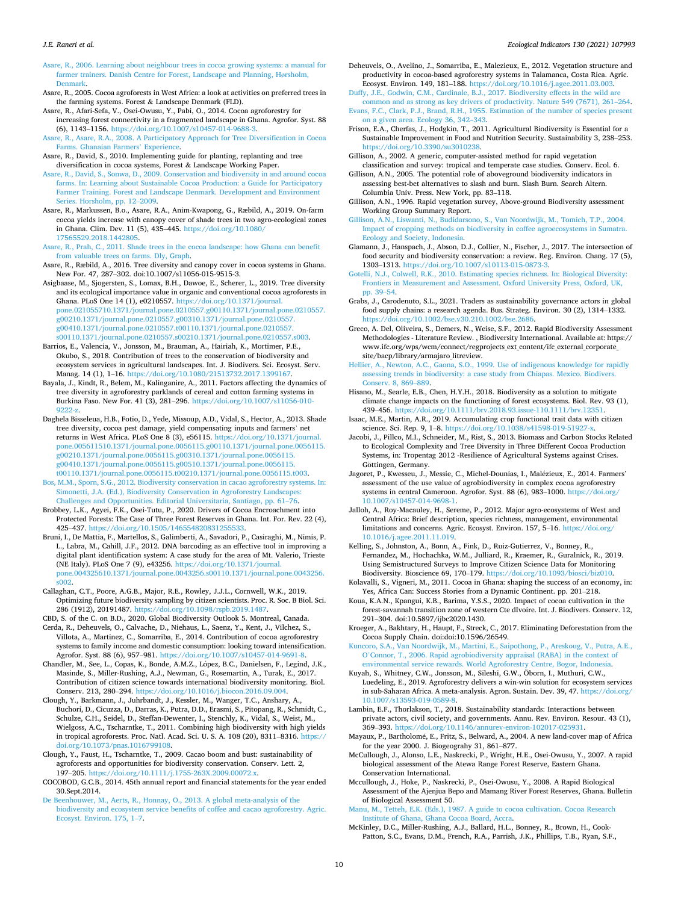Asare, R., 2006. Learning about neighbour trees in cocoa growing systems: a manual for farmer trainers. Danish Centre for Forest, Landscape and Planning, Hørsholm, Denmark.

Asare, R., 2005. Cocoa agroforests in West Africa: a look at activities on preferred trees in the farming systems. Forest & Landscape Denmark (FLD).

Asare, R., Afari-Sefa, V., Osei-Owusu, Y., Pabi, O., 2014. Cocoa agroforestry for increasing forest connectivity in a fragmented landscape in Ghana. Agrofor. Syst. 88 (6), 1143–1156. https://doi.org/10.1007/s10457-014-9688-3.

Asare, R., Asare, R.A., 2008. A Participatory Approach for Tree Diversification in Cocoa Farms. Ghanaian Farmers' Experience.

Asare, R., David, S., 2010. Implementing guide for planting, replanting and tree diversification in cocoa systems, Forest & Landscape Working Paper.

Asare, R., David, S., Sonwa, D., 2009. Conservation and biodiversity in and around cocoa farms. In: Learning about Sustainable Cocoa Production: a Guide for Participatory Farmer Training. Forest and Landscape Denmark. Development and Environment Series. Horsholm, pp. 12–2009.

Asare, R., Markussen, B.o., Asare, R.A., Anim-Kwapong, G., Ræbild, A., 2019. On-farm cocoa yields increase with canopy cover of shade trees in two agro-ecological zones in Ghana. Clim. Dev. 11 (5), 435–445. https://doi.org/10.1080/17565529.2018.1442805.

Asare, R., Prah, C., 2011. Shade trees in the cocoa landscape: how Ghana can benefit from valuable trees on farms. Dly, Graph.

Asare, R., Ræbild, A., 2016. Tree diversity and canopy cover in cocoa systems in Ghana. New For. 47, 287–302. doi:10.1007/s11056-015-9515-3.

Asigbaase, M., Sjogersten, S., Lomax, B.H., Dawoe, E., Scherer, L., 2019. Tree diversity and its ecological importance value in organic and conventional cocoa agroforests in Ghana. PLoS One 14 (1), e0210557. https://doi.org/10.1371/journal.pone.021055710.1371/journal.pone.0210557.g00110.1371/journal.pone.0210557.g00210.1371/journal.pone.0210557.g00310.1371/journal.pone.0210557.g00410.1371/journal.pone.0210557.t00110.1371/journal.pone.0210557.s00110.1371/journal.pone.0210557.s00210.1371/journal.pone.0210557.s003.

Barrios, E., Valencia, V., Jonsson, M., Brauman, A., Hairiah, K., Mortimer, P.E., Okubo, S., 2018. Contribution of trees to the conservation of biodiversity and ecosystem services in agricultural landscapes. Int. J. Biodivers. Sci. Ecosyst. Serv. Manag. 14 (1), 1–16. https://doi.org/10.1080/21513732.2017.1399167.

Bayala, J., Kindt, R., Belem, M., Kalinganire, A., 2011. Factors affecting the dynamics of tree diversity in agroforestry parklands of cereal and cotton farming systems in Burkina Faso. New For. 41 (3), 281–296. https://doi.org/10.1007/s11056-010-9222-z.

Daghela Bisseleua, H.B., Fotio, D., Yede, Missoup, A.D., Vidal, S., Hector, A., 2013. Shade tree diversity, cocoa pest damage, yield compensating inputs and farmers' net returns in West Africa. PLoS One 8 (3), e56115. https://doi.org/10.1371/journal.pone.005611510.1371/journal.pone.0056115.g00110.1371/journal.pone.0056115.g00210.1371/journal.pone.0056115.g00310.1371/journal.pone.0056115.g00410.1371/journal.pone.0056115.g00510.1371/journal.pone.0056115.t00110.1371/journal.pone.0056115.t00210.1371/journal.pone.0056115.t003.

Bos, M.M., Sporn, S.G., 2012. Biodiversity conservation in cacao agroforestry systems. In: Simonetti, J.A. (Ed.), Biodiversity Conservation in Agroforestry Landscapes: Challenges and Opportunities. Editorial Universitaria, Santiago, pp. 61–76.

Brobbey, L.K., Agyei, F.K., Osei-Tutu, P., 2020. Drivers of Cocoa Encroachment into Protected Forests: The Case of Three Forest Reserves in Ghana. Int. For. Rev. 22 (4), 425–437. https://doi.org/10.1505/146554820831255533.

Bruni, I., De Mattia, F., Martellos, S., Galimberti, A., Savadori, P., Casiraghi, M., Nimis, P. L., Labra, M., Cahill, J.F., 2012. DNA barcoding as an effective tool in improving a digital plant identification system: A case study for the area of Mt. Valerio, Trieste (NE Italy). PLoS One 7 (9), e43256. https://doi.org/10.1371/journal.pone.004325610.1371/journal.pone.0043256.s00110.1371/journal.pone.0043256.s002.

Callaghan, C.T., Poore, A.G.B., Major, R.E., Rowley, J.J.L., Cornwell, W.K., 2019. Optimizing future biodiversity sampling by citizen scientists. Proc. R. Soc. B Biol. Sci. 286 (1912), 20191487. https://doi.org/10.1098/rspb.2019.1487.

CBD, S. of the C. on B.D., 2020. Global Biodiversity Outlook 5. Montreal, Canada.

Cerda, R., Deheuvels, O., Calvache, D., Niehaus, L., Saenz, Y., Kent, J., Vilchez, S., Villota, A., Martinez, C., Somarriba, E., 2014. Contribution of cocoa agroforestry systems to family income and domestic consumption: looking toward intensification. Agrofor. Syst. 88 (6), 957–981. https://doi.org/10.1007/s10457-014-9691-8.

Chandler, M., See, L., Copas, K., Bonde, A.M.Z., López, B.C., Danielsen, F., Legind, J.K., Masinde, S., Miller-Rushing, A.J., Newman, G., Rosemartin, A., Turak, E., 2017. Contribution of citizen science towards international biodiversity monitoring. Biol. Conserv. 213, 280–294. https://doi.org/10.1016/j.biocon.2016.09.004.

Clough, Y., Barkmann, J., Juhrbandt, J., Kessler, M., Wanger, T.C., Anshary, A., Buchori, D., Cicuzza, D., Darras, K., Putra, D.D., Erasmi, S., Pitopang, R., Schmidt, C., Schulze, C.H., Seidel, D., Steffan-Dewenter, I., Stenchly, K., Vidal, S., Weist, M., Wielgoss, A.C., Tscharntke, T., 2011. Combining high biodiversity with high yields in tropical agroforests. Proc. Natl. Acad. Sci. U. S. A. 108 (20), 8311–8316. https://doi.org/10.1073/pnas.1016799108.

Clough, Y., Faust, H., Tscharntke, T., 2009. Cacao boom and bust: sustainability of agroforests and opportunities for biodiversity conservation. Conserv. Lett. 2, 197–205. https://doi.org/10.1111/j.1755-263X.2009.00072.x.

COCOBOD, G.C.B., 2014. 45th annual report and financial statements for the year ended 30.Sept.2014.

De Beenhouwer, M., Aerts, R., Honnay, O., 2013. A global meta-analysis of the biodiversity and ecosystem service benefits of coffee and cacao agroforestry. Agric. Ecosyst. Environ. 175, 1–7.

Deheuvels, O., Avelino, J., Somarriba, E., Malezieux, E., 2012. Vegetation structure and productivity in cocoa-based agroforestry systems in Talamanca, Costa Rica. Agric. Ecosyst. Environ. 149, 181–188. https://doi.org/10.1016/j.agee.2011.03.003.

Duffy, J.E., Godwin, C.M., Cardinale, B.J., 2017. Biodiversity effects in the wild are common and as strong as key drivers of productivity. Nature 549 (7671), 261–264.

Evans, F.C., Clark, P.J., Brand, R.H., 1955. Estimation of the number of species present on a given area. Ecology 36, 342–343.

Frison, E.A., Cherfas, J., Hodgkin, T., 2011. Agricultural Biodiversity is Essential for a Sustainable Improvement in Food and Nutrition Security. Sustainability 3, 238–253. https://doi.org/10.3390/su3010238.

Gillison, A., 2002. A generic, computer-assisted method for rapid vegetation classification and survey: tropical and temperate case studies. Conserv. Ecol. 6.

Gillison, A.N., 2005. The potential role of aboveground biodiversity indicators in assessing best-bet alternatives to slash and burn. Slash Burn. Search Altern. Columbia Univ. Press. New York, pp. 83–118.

Gillison, A.N., 1996. Rapid vegetation survey, Above-ground Biodiversity assessment Working Group Summary Report.

Gillison, A.N., Liswanti, N., Budidarsono, S., Van Noordwijk, M., Tomich, T.P., 2004. Impact of cropping methods on biodiversity in coffee agroecosystems in Sumatra. Ecology and Society, Indonesia.

Glamann, J., Hanspach, J., Abson, D.J., Collier, N., Fischer, J., 2017. The intersection of food security and biodiversity conservation: a review. Reg. Environ. Chang. 17 (5), 1303–1313. https://doi.org/10.1007/s10113-015-0873-3.

Gotelli, N.J., Colwell, R.K., 2010. Estimating species richness. In: Biological Diversity: Frontiers in Measurement and Assessment. Oxford University Press, Oxford, UK, pp. 39–54.

Grabs, J., Carodenuto, S.L., 2021. Traders as sustainability governance actors in global food supply chains: a research agenda. Bus. Strateg. Environ. 30 (2), 1314–1332. https://doi.org/10.1002/bse.v30.210.1002/bse.2686.

Greco, A. Del, Oliveira, S., Demers, N., Weise, S.F., 2012. Rapid Biodiversity Assessment Methodologies - Literature Review. , Biodiversity International. Available at: https://www.ifc.org/wps/wcm/connect/regprojects_ext_content/ifc_external_corporate_site/bacp/library/armajaro_litreview.

Hellier, A., Newton, A.C., Gaona, S.O., 1999. Use of indigenous knowledge for rapidly assessing trends in biodiversity: a case study from Chiapas. Mexico. Biodivers. Conserv. 8, 869–889.

Hisano, M., Searle, E.B., Chen, H.Y.H., 2018. Biodiversity as a solution to mitigate climate change impacts on the functioning of forest ecosystems. Biol. Rev. 93 (1), 439–456. https://doi.org/10.1111/brv.2018.93.issue-110.1111/brv.12351.

Isaac, M.E., Martin, A.R., 2019. Accumulating crop functional trait data with citizen science. Sci. Rep. 9, 1–8. https://doi.org/10.1038/s41598-019-51927-x.

Jacobi, J., Pillco, M.I., Schneider, M., Rist, S., 2013. Biomass and Carbon Stocks Related to Ecological Complexity and Tree Diversity in Three Different Cocoa Production Systems, in: Tropentag 2012 -Resilience of Agricultural Systems against Crises. Göttingen, Germany.

Jagoret, P., Kwesseu, J., Messie, C., Michel-Dounias, I., Malézieux, E., 2014. Farmers' assessment of the use value of agrobiodiversity in complex cocoa agroforestry systems in central Cameroon. Agrofor. Syst. 88 (6), 983–1000. https://doi.org/10.1007/s10457-014-9698-1.

Jalloh, A., Roy-Macauley, H., Sereme, P., 2012. Major agro-ecosystems of West and Central Africa: Brief description, species richness, management, environmental limitations and concerns. Agric. Ecosyst. Environ. 157, 5–16. https://doi.org/10.1016/j.agee.2011.11.019.

Kelling, S., Johnston, A., Bonn, A., Fink, D., Ruiz-Gutierrez, V., Bonney, R., Fernandez, M., Hochachka, W.M., Julliard, R., Kraemer, R., Guralnick, R., 2019. Using Semistructured Surveys to Improve Citizen Science Data for Monitoring Biodiversity. Bioscience 69, 170–179. https://doi.org/10.1093/biosci/biz010.

Kolavalli, S., Vigneri, M., 2011. Cocoa in Ghana: shaping the success of an economy, in: Yes, Africa Can: Success Stories from a Dynamic Continent. pp. 201–218.

Koua, K.A.N., Kpangui, K.B., Barima, Y.S.S., 2020. Impact of cocoa cultivation in the forest-savannah transition zone of western Cte dIvoire. Int. J. Biodivers. Conserv. 12, 291–304. doi:10.5897/ijbc2020.1430.

Kroeger, A., Bakhtary, H., Haupt, F., Streck, C., 2017. Eliminating Deforestation from the Cocoa Supply Chain. doi:doi:10.1596/26549.

Kuncoro, S.A., Van Noordwijk, M., Martini, E., Saipothong, P., Areskoug, V., Putra, A.E., O'Connor, T., 2006. Rapid agrobiodiversity appraisal (RABA) in the context of environmental service rewards. World Agroforestry Centre, Bogor, Indonesia.

Kuyah, S., Whitney, C.W., Jonsson, M., Sileshi, G.W., Öborn, I., Muthuri, C.W., Luedeling, E., 2019. Agroforestry delivers a win-win solution for ecosystem services in sub-Saharan Africa. A meta-analysis. Agron. Sustain. Dev. 39, 47. https://doi.org/10.1007/s13593-019-0589-8.

Lambin, E.F., Thorlakson, T., 2018. Sustainability standards: Interactions between private actors, civil society, and governments. Annu. Rev. Environ. Resour. 43 (1), 369–393. https://doi.org/10.1146/annurev-environ-102017-025931.

Mayaux, P., Bartholomé, E., Fritz, S., Belward, A., 2004. A new land-cover map of Africa for the year 2000. J. Biogeograhy 31, 861–877.

McCullough, J., Alonso, L.E., Naskrecki, P., Wright, H.E., Osei-Owusu, Y., 2007. A rapid biological assessment of the Atewa Range Forest Reserve, Eastern Ghana. Conservation International.

Mccullough, J., Hoke, P., Naskrecki, P., Osei-Owusu, Y., 2008. A Rapid Biological Assessment of the Ajenjua Bepo and Mamang River Forest Reserves, Ghana. Bulletin of Biological Assessment 50.

Manu, M., Tetteh, E.K. (Eds.), 1987. A guide to cocoa cultivation. Cocoa Research Institute of Ghana, Ghana Cocoa Board, Accra.

McKinley, D.C., Miller-Rushing, A.J., Ballard, H.L., Bonney, R., Brown, H., Cook-Patton, S.C., Evans, D.M., French, R.A., Parrish, J.K., Phillips, T.B., Ryan, S.F.,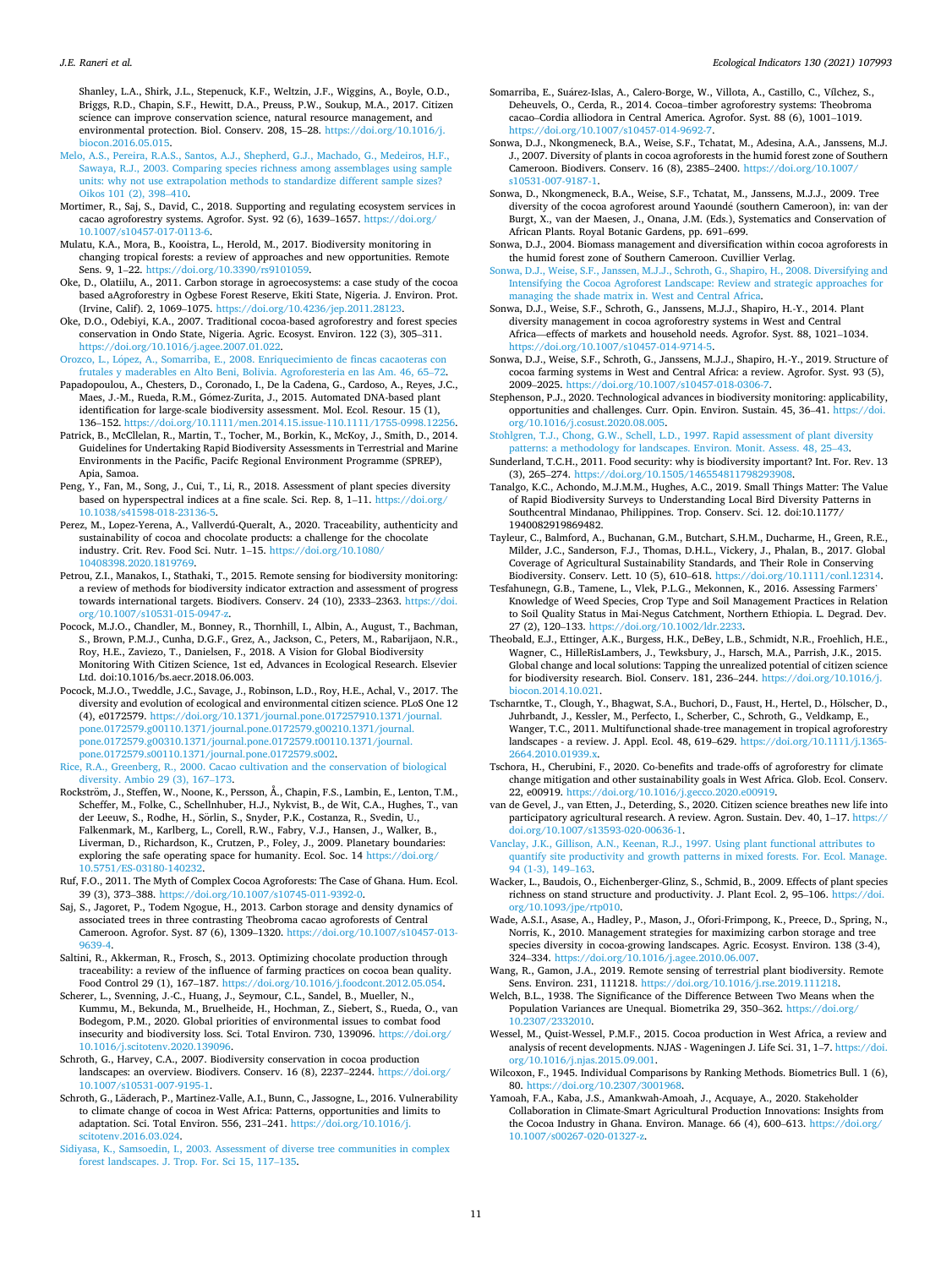Shanley, L.A., Shirk, J.L., Stepenuck, K.F., Weltzin, J.F., Wiggins, A., Boyle, O.D., Briggs, R.D., Chapin, S.F., Hewitt, D.A., Preuss, P.W., Soukup, M.A., 2017. Citizen science can improve conservation science, natural resource management, and environmental protection. Biol. Conserv. 208, 15–28. https://doi.org/10.1016/j.biocon.2016.05.015.

Melo, A.S., Pereira, R.A.S., Santos, A.J., Shepherd, G.J., Machado, G., Medeiros, H.F., Sawaya, R.J., 2003. Comparing species richness among assemblages using sample units: why not use extrapolation methods to standardize different sample sizes? Oikos 101 (2), 398–410.

Mortimer, R., Saj, S., David, C., 2018. Supporting and regulating ecosystem services in cacao agroforestry systems. Agrofor. Syst. 92 (6), 1639–1657. https://doi.org/10.1007/s10457-017-0113-6.

Mulatu, K.A., Mora, B., Kooistra, L., Herold, M., 2017. Biodiversity monitoring in changing tropical forests: a review of approaches and new opportunities. Remote Sens. 9, 1–22. https://doi.org/10.3390/rs9101059.

Oke, D., Olatiilu, A., 2011. Carbon storage in agroecosystems: a case study of the cocoa based aAgroforestry in Ogbese Forest Reserve, Ekiti State, Nigeria. J. Environ. Prot. (Irvine, Calif). 2, 1069–1075. https://doi.org/10.4236/jep.2011.28123.

Oke, D.O., Odebiyi, K.A., 2007. Traditional cocoa-based agroforestry and forest species conservation in Ondo State, Nigeria. Agric. Ecosyst. Environ. 122 (3), 305–311. https://doi.org/10.1016/j.agee.2007.01.022.

Orozco, L., López, A., Somarriba, E., 2008. Enriquecimiento de fincas cacaoteras con frutales y maderables en Alto Beni, Bolivia. Agroforesteria en las Am. 46, 65–72.

Papadopoulou, A., Chesters, D., Coronado, I., De la Cadena, G., Cardoso, A., Reyes, J.C., Maes, J.-M., Rueda, R.M., Gómez-Zurita, J., 2015. Automated DNA-based plant identification for large-scale biodiversity assessment. Mol. Ecol. Resour. 15 (1), 136–152. https://doi.org/10.1111/men.2014.15.issue-110.1111/1755-0998.12256.

Patrick, B., McClellan, R., Martin, T., Tocher, M., Borkin, K., McKoy, J., Smith, D., 2014. Guidelines for Undertaking Rapid Biodiversity Assessments in Terrestrial and Marine Environments in the Pacific, Pacifc Regional Environment Programme (SPREP), Apia, Samoa.

Peng, Y., Fan, M., Song, J., Cui, T., Li, R., 2018. Assessment of plant species diversity based on hyperspectral indices at a fine scale. Sci. Rep. 8, 1–11. https://doi.org/10.1038/s41598-018-23136-5.

Perez, M., Lopez-Yerena, A., Vallverdú-Queralt, A., 2020. Traceability, authenticity and sustainability of cocoa and chocolate products: a challenge for the chocolate industry. Crit. Rev. Food Sci. Nutr. 1–15. https://doi.org/10.1080/10408398.2020.1819769.

Petrou, Z.I., Manakos, I., Stathaki, T., 2015. Remote sensing for biodiversity monitoring: a review of methods for biodiversity indicator extraction and assessment of progress towards international targets. Biodivers. Conserv. 24 (10), 2333–2363. https://doi.org/10.1007/s10531-015-0947-z.

Pocock, M.J.O., Chandler, M., Bonney, R., Thornhill, I., Albin, A., August, T., Bachman, S., Brown, P.M.J., Cunha, D.G.F., Grez, A., Jackson, C., Peters, M., Rabarijaon, N.R., Roy, H.E., Zaviezo, T., Danielsen, F., 2018. A Vision for Global Biodiversity Monitoring With Citizen Science, 1st ed, Advances in Ecological Research. Elsevier Ltd. doi:10.1016/bs.aecr.2018.06.003.

Pocock, M.J.O., Tweddle, J.C., Savage, J., Robinson, L.D., Roy, H.E., Achal, V., 2017. The diversity and evolution of ecological and environmental citizen science. PLoS One 12 (4), e0172579. https://doi.org/10.1371/journal.pone.017257910.1371/journal.pone.0172579.g00110.1371/journal.pone.0172579.g00210.1371/journal.pone.0172579.g00310.1371/journal.pone.0172579.t00110.1371/journal.pone.0172579.s00110.1371/journal.pone.0172579.s002.

Rice, R.A., Greenberg, R., 2000. Cacao cultivation and the conservation of biological diversity. Ambio 29 (3), 167–173.

Rockström, J., Steffen, W., Noone, K., Persson, Å., Chapin, F.S., Lambin, E., Lenton, T.M., Scheffer, M., Folke, C., Schellnhuber, H.J., Nykvist, B., de Wit, C.A., Hughes, T., van der Leeuw, S., Rodhe, H., Sörlin, S., Snyder, P.K., Costanza, R., Svedin, U., Falkenmark, M., Karlberg, L., Corell, R.W., Fabry, V.J., Hansen, J., Walker, B., Liverman, D., Richardson, K., Crutzen, P., Foley, J., 2009. Planetary boundaries: exploring the safe operating space for humanity. Ecol. Soc. 14 https://doi.org/10.5751/ES-03180-140232.

Ruf, F.O., 2011. The Myth of Complex Cocoa Agroforests: The Case of Ghana. Hum. Ecol. 39 (3), 373–388. https://doi.org/10.1007/s10745-011-9392-0.

Saj, S., Jagoret, P., Todem Ngogue, H., 2013. Carbon storage and density dynamics of associated trees in three contrasting Theobroma cacao agroforests of Central Cameroon. Agrofor. Syst. 87 (6), 1309–1320. https://doi.org/10.1007/s10457-013-9639-4.

Saltini, R., Akkerman, R., Frosch, S., 2013. Optimizing chocolate production through traceability: a review of the influence of farming practices on cocoa bean quality. Food Control 29 (1), 167–187. https://doi.org/10.1016/j.foodcont.2012.05.054.

Scherer, L., Svenning, J.-C., Huang, J., Seymour, C.L., Sandel, B., Mueller, N., Kummu, M., Bekunda, M., Bruelheide, H., Hochman, Z., Siebert, S., Rueda, O., van Bodegom, P.M., 2020. Global priorities of environmental issues to combat food insecurity and biodiversity loss. Sci. Total Environ. 730, 139096. https://doi.org/10.1016/j.scitotenv.2020.139096.

Schroth, G., Harvey, C.A., 2007. Biodiversity conservation in cocoa production landscapes: an overview. Biodivers. Conserv. 16 (8), 2237–2244. https://doi.org/10.1007/s10531-007-9195-1.

Schroth, G., Läderach, P., Martinez-Valle, A.I., Bunn, C., Jassogne, L., 2016. Vulnerability to climate change of cocoa in West Africa: Patterns, opportunities and limits to adaptation. Sci. Total Environ. 556, 231–241. https://doi.org/10.1016/j.scitotenv.2016.03.024.

Sidiyasa, K., Samsoedin, I., 2003. Assessment of diverse tree communities in complex forest landscapes. J. Trop. For. Sci 15, 117–135.

Somarriba, E., Suárez-Islas, A., Calero-Borge, W., Villota, A., Castillo, C., Vílchez, S., Deheuvels, O., Cerda, R., 2014. Cocoa–timber agroforestry systems: Theobroma cacao–Cordia alliodora in Central America. Agrofor. Syst. 88 (6), 1001–1019. https://doi.org/10.1007/s10457-014-9692-7.

Sonwa, D.J., Nkongmeneck, B.A., Weise, S.F., Tchatat, M., Adesina, A.A., Janssens, M.J.J., 2007. Diversity of plants in cocoa agroforests in the humid forest zone of Southern Cameroon. Biodivers. Conserv. 16 (8), 2385–2400. https://doi.org/10.1007/s10531-007-9187-1.

Sonwa, D., Nkongmeneck, B.A., Weise, S.F., Tchatat, M., Janssens, M.J.J., 2009. Tree diversity of the cocoa agroforest around Yaoundé (southern Cameroon), in: van der Burgt, X., van der Maesen, J., Onana, J.M. (Eds.), Systematics and Conservation of African Plants. Royal Botanic Gardens, pp. 691–699.

Sonwa, D.J., 2004. Biomass management and diversification within cocoa agroforests in the humid forest zone of Southern Cameroon. Cuvillier Verlag.

Sonwa, D.J., Weise, S.F., Janssen, M.J.J., Schroth, G., Shapiro, H., 2008. Diversifying and Intensifying the Cocoa Agroforest Landscape: Review and strategic approaches for managing the shade matrix in. West and Central Africa.

Sonwa, D.J., Weise, S.F., Schroth, G., Janssens, M.J.J., Shapiro, H.-Y., 2014. Plant diversity management in cocoa agroforestry systems in West and Central Africa—effects of markets and household needs. Agrofor. Syst. 88, 1021–1034. https://doi.org/10.1007/s10457-014-9714-5.

Sonwa, D.J., Weise, S.F., Schroth, G., Janssens, M.J.J., Shapiro, H.-Y., 2019. Structure of cocoa farming systems in West and Central Africa: a review. Agrofor. Syst. 93 (5), 2009–2025. https://doi.org/10.1007/s10457-018-0306-7.

Stephenson, P.J., 2020. Technological advances in biodiversity monitoring: applicability, opportunities and challenges. Curr. Opin. Environ. Sustain. 45, 36–41. https://doi.org/10.1016/j.cosust.2020.08.005.

Stohlgren, T.J., Chong, G.W., Schell, L.D., 1997. Rapid assessment of plant diversity patterns: a methodology for landscapes. Environ. Monit. Assess. 48, 25–43.

Sunderland, T.C.H., 2011. Food security: why is biodiversity important? Int. For. Rev. 13 (3), 265–274. https://doi.org/10.1505/146554811798293908.

Tanalgo, K.C., Achondo, M.J.M.M., Hughes, A.C., 2019. Small Things Matter: The Value of Rapid Biodiversity Surveys to Understanding Local Bird Diversity Patterns in Southcentral Mindanao, Philippines. Trop. Conserv. Sci. 12. doi:10.1177/1940082919869482.

Tayleur, C., Balmford, A., Buchanan, G.M., Butchart, S.H.M., Ducharme, H., Green, R.E., Milder, J.C., Sanderson, F.J., Thomas, D.H.L., Vickery, J., Phalan, B., 2017. Global Coverage of Agricultural Sustainability Standards, and Their Role in Conserving Biodiversity. Conserv. Lett. 10 (5), 610–618. https://doi.org/10.1111/conl.12314.

Tesfahunegn, G.B., Tamene, L., Vlek, P.L.G., Mekonnen, K., 2016. Assessing Farmers' Knowledge of Weed Species, Crop Type and Soil Management Practices in Relation to Soil Quality Status in Mai-Negus Catchment, Northern Ethiopia. L. Degrad. Dev. 27 (2), 120–133. https://doi.org/10.1002/ldr.2233.

Theobald, E.J., Ettinger, A.K., Burgess, H.K., DeBey, L.B., Schmidt, N.R., Froehlich, H.E., Wagner, C., HilleRisLambers, J., Tewksbury, J., Harsch, M.A., Parrish, J.K., 2015. Global change and local solutions: Tapping the unrealized potential of citizen science for biodiversity research. Biol. Conserv. 181, 236–244. https://doi.org/10.1016/j.biocon.2014.10.021.

Tscharntke, T., Clough, Y., Bhagwat, S.A., Buchori, D., Faust, H., Hertel, D., Hölscher, D., Juhrbandt, J., Kessler, M., Perfecto, I., Scherber, C., Schroth, G., Veldkamp, E., Wanger, T.C., 2011. Multifunctional shade-tree management in tropical agroforestry landscapes - a review. J. Appl. Ecol. 48, 619–629. https://doi.org/10.1111/j.1365-2664.2010.01939.x.

Tschora, H., Cherubini, F., 2020. Co-benefits and trade-offs of agroforestry for climate change mitigation and other sustainability goals in West Africa. Glob. Ecol. Conserv. 22, e00919. https://doi.org/10.1016/j.gecco.2020.e00919.

van de Gevel, J., van Etten, J., Deterding, S., 2020. Citizen science breathes new life into participatory agricultural research. A review. Agron. Sustain. Dev. 40, 1–17. https://doi.org/10.1007/s13593-020-00636-1.

Vanclay, J.K., Gillison, A.N., Keenan, R.J., 1997. Using plant functional attributes to quantify site productivity and growth patterns in mixed forests. For. Ecol. Manage. 94 (1-3), 149–163.

Wacker, L., Baudois, O., Eichenberger-Glinz, S., Schmid, B., 2009. Effects of plant species richness on stand structure and productivity. J. Plant Ecol. 2, 95–106. https://doi.org/10.1093/jpe/rtp010.

Wade, A.S.I., Asase, A., Hadley, P., Mason, J., Ofori-Frimpong, K., Preece, D., Spring, N., Norris, K., 2010. Management strategies for maximizing carbon storage and tree species diversity in cocoa-growing landscapes. Agric. Ecosyst. Environ. 138 (3-4), 324–334. https://doi.org/10.1016/j.agee.2010.06.007.

Wang, R., Gamon, J.A., 2019. Remote sensing of terrestrial plant biodiversity. Remote Sens. Environ. 231, 111218. https://doi.org/10.1016/j.rse.2019.111218.

Welch, B.L., 1938. The Significance of the Difference Between Two Means when the Population Variances are Unequal. Biometrika 29, 350–362. https://doi.org/10.2307/2332010.

Wessel, M., Quist-Wessel, P.M.F., 2015. Cocoa production in West Africa, a review and analysis of recent developments. NJAS - Wageningen J. Life Sci. 31, 1–7. https://doi.org/10.1016/j.njas.2015.09.001.

Wilcoxon, F., 1945. Individual Comparisons by Ranking Methods. Biometrics Bull. 1 (6), 80. https://doi.org/10.2307/3001968.

Yamoah, F.A., Kaba, J.S., Amankwah-Amoah, J., Acquaye, A., 2020. Stakeholder Collaboration in Climate-Smart Agricultural Production Innovations: Insights from the Cocoa Industry in Ghana. Environ. Manage. 66 (4), 600–613. https://doi.org/10.1007/s00267-020-01327-z.